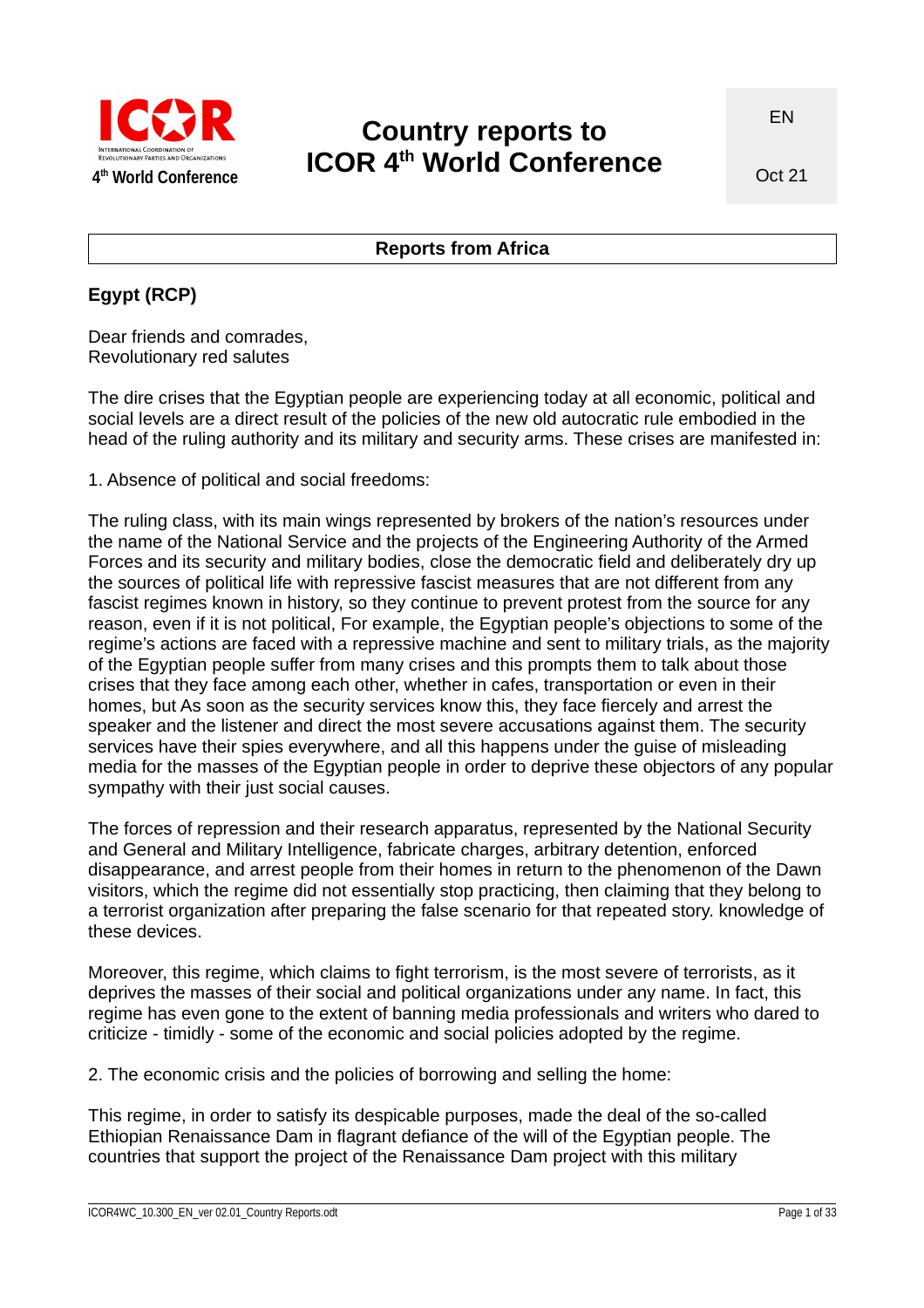# Country reports to ICOR 4th World Conference

EN

Oct 21

## Reports from Africa

### Egypt (RCP)

Dear friends and comrades,
Revolutionary red salutes

The dire crises that the Egyptian people are experiencing today at all economic, political and social levels are a direct result of the policies of the new old autocratic rule embodied in the head of the ruling authority and its military and security arms. These crises are manifested in:

1. Absence of political and social freedoms:

The ruling class, with its main wings represented by brokers of the nation's resources under the name of the National Service and the projects of the Engineering Authority of the Armed Forces and its security and military bodies, close the democratic field and deliberately dry up the sources of political life with repressive fascist measures that are not different from any fascist regimes known in history, so they continue to prevent protest from the source for any reason, even if it is not political, For example, the Egyptian people's objections to some of the regime's actions are faced with a repressive machine and sent to military trials, as the majority of the Egyptian people suffer from many crises and this prompts them to talk about those crises that they face among each other, whether in cafes, transportation or even in their homes, but As soon as the security services know this, they face fiercely and arrest the speaker and the listener and direct the most severe accusations against them. The security services have their spies everywhere, and all this happens under the guise of misleading media for the masses of the Egyptian people in order to deprive these objectors of any popular sympathy with their just social causes.

The forces of repression and their research apparatus, represented by the National Security and General and Military Intelligence, fabricate charges, arbitrary detention, enforced disappearance, and arrest people from their homes in return to the phenomenon of the Dawn visitors, which the regime did not essentially stop practicing, then claiming that they belong to a terrorist organization after preparing the false scenario for that repeated story. knowledge of these devices.

Moreover, this regime, which claims to fight terrorism, is the most severe of terrorists, as it deprives the masses of their social and political organizations under any name. In fact, this regime has even gone to the extent of banning media professionals and writers who dared to criticize - timidly - some of the economic and social policies adopted by the regime.

2. The economic crisis and the policies of borrowing and selling the home:

This regime, in order to satisfy its despicable purposes, made the deal of the so-called Ethiopian Renaissance Dam in flagrant defiance of the will of the Egyptian people. The countries that support the project of the Renaissance Dam project with this military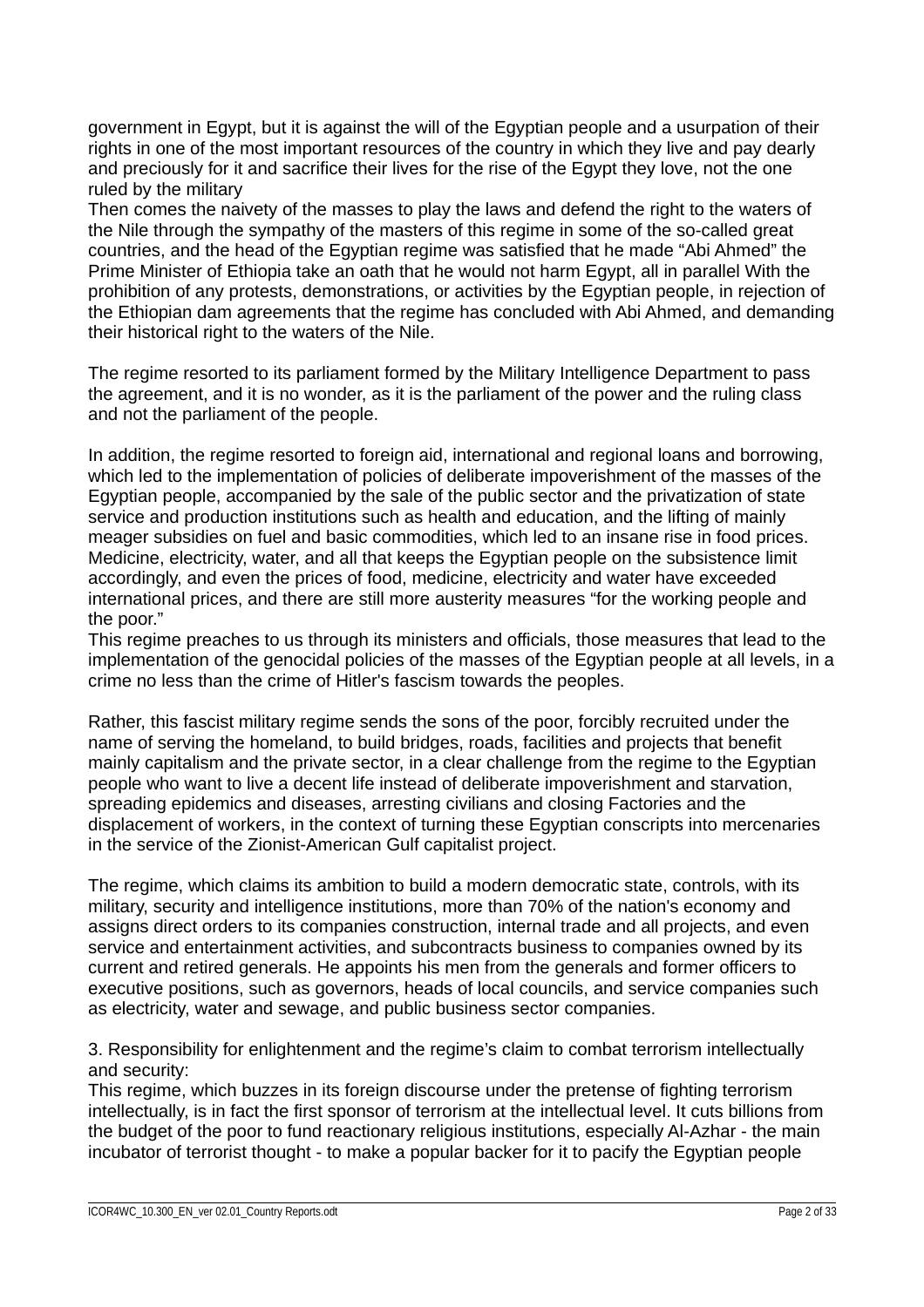government in Egypt, but it is against the will of the Egyptian people and a usurpation of their rights in one of the most important resources of the country in which they live and pay dearly and preciously for it and sacrifice their lives for the rise of the Egypt they love, not the one ruled by the military
Then comes the naivety of the masses to play the laws and defend the right to the waters of the Nile through the sympathy of the masters of this regime in some of the so-called great countries, and the head of the Egyptian regime was satisfied that he made "Abi Ahmed" the Prime Minister of Ethiopia take an oath that he would not harm Egypt, all in parallel With the prohibition of any protests, demonstrations, or activities by the Egyptian people, in rejection of the Ethiopian dam agreements that the regime has concluded with Abi Ahmed, and demanding their historical right to the waters of the Nile.

The regime resorted to its parliament formed by the Military Intelligence Department to pass the agreement, and it is no wonder, as it is the parliament of the power and the ruling class and not the parliament of the people.

In addition, the regime resorted to foreign aid, international and regional loans and borrowing, which led to the implementation of policies of deliberate impoverishment of the masses of the Egyptian people, accompanied by the sale of the public sector and the privatization of state service and production institutions such as health and education, and the lifting of mainly meager subsidies on fuel and basic commodities, which led to an insane rise in food prices. Medicine, electricity, water, and all that keeps the Egyptian people on the subsistence limit accordingly, and even the prices of food, medicine, electricity and water have exceeded international prices, and there are still more austerity measures "for the working people and the poor."
This regime preaches to us through its ministers and officials, those measures that lead to the implementation of the genocidal policies of the masses of the Egyptian people at all levels, in a crime no less than the crime of Hitler's fascism towards the peoples.

Rather, this fascist military regime sends the sons of the poor, forcibly recruited under the name of serving the homeland, to build bridges, roads, facilities and projects that benefit mainly capitalism and the private sector, in a clear challenge from the regime to the Egyptian people who want to live a decent life instead of deliberate impoverishment and starvation, spreading epidemics and diseases, arresting civilians and closing Factories and the displacement of workers, in the context of turning these Egyptian conscripts into mercenaries in the service of the Zionist-American Gulf capitalist project.

The regime, which claims its ambition to build a modern democratic state, controls, with its military, security and intelligence institutions, more than 70% of the nation's economy and assigns direct orders to its companies construction, internal trade and all projects, and even service and entertainment activities, and subcontracts business to companies owned by its current and retired generals. He appoints his men from the generals and former officers to executive positions, such as governors, heads of local councils, and service companies such as electricity, water and sewage, and public business sector companies.

3. Responsibility for enlightenment and the regime's claim to combat terrorism intellectually and security:
This regime, which buzzes in its foreign discourse under the pretense of fighting terrorism intellectually, is in fact the first sponsor of terrorism at the intellectual level. It cuts billions from the budget of the poor to fund reactionary religious institutions, especially Al-Azhar - the main incubator of terrorist thought - to make a popular backer for it to pacify the Egyptian people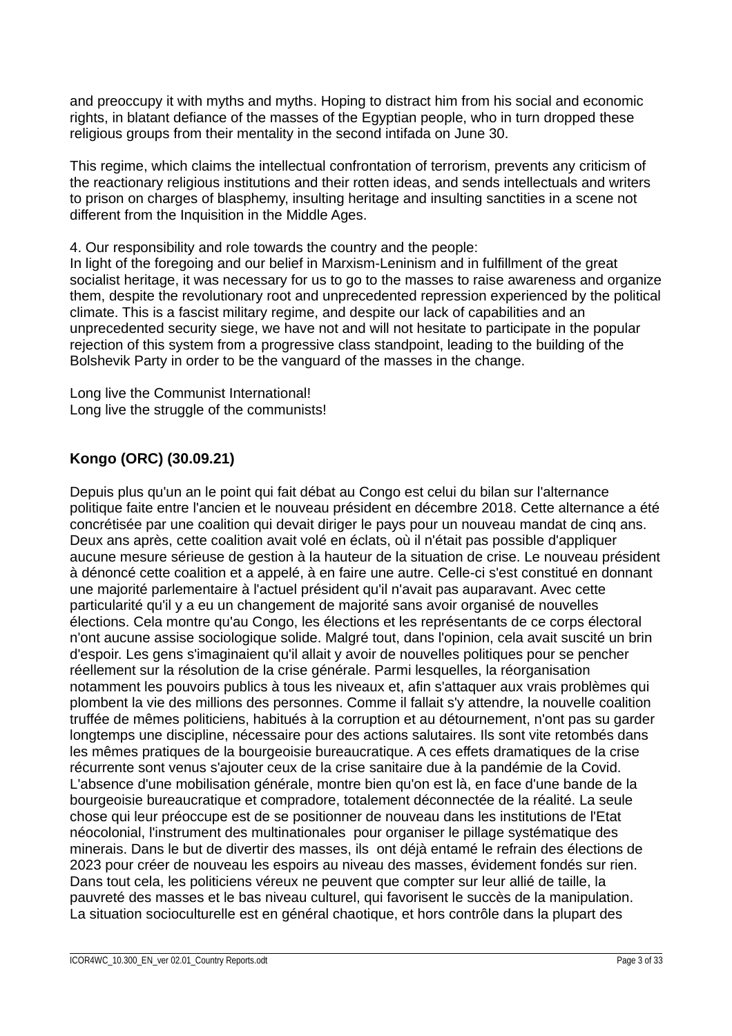and preoccupy it with myths and myths. Hoping to distract him from his social and economic rights, in blatant defiance of the masses of the Egyptian people, who in turn dropped these religious groups from their mentality in the second intifada on June 30.

This regime, which claims the intellectual confrontation of terrorism, prevents any criticism of the reactionary religious institutions and their rotten ideas, and sends intellectuals and writers to prison on charges of blasphemy, insulting heritage and insulting sanctities in a scene not different from the Inquisition in the Middle Ages.

4. Our responsibility and role towards the country and the people:
In light of the foregoing and our belief in Marxism-Leninism and in fulfillment of the great socialist heritage, it was necessary for us to go to the masses to raise awareness and organize them, despite the revolutionary root and unprecedented repression experienced by the political climate. This is a fascist military regime, and despite our lack of capabilities and an unprecedented security siege, we have not and will not hesitate to participate in the popular rejection of this system from a progressive class standpoint, leading to the building of the Bolshevik Party in order to be the vanguard of the masses in the change.

Long live the Communist International!
Long live the struggle of the communists!

### Kongo (ORC) (30.09.21)

Depuis plus qu'un an le point qui fait débat au Congo est celui du bilan sur l'alternance politique faite entre l'ancien et le nouveau président en décembre 2018. Cette alternance a été concrétisée par une coalition qui devait diriger le pays pour un nouveau mandat de cinq ans. Deux ans après, cette coalition avait volé en éclats, où il n'était pas possible d'appliquer aucune mesure sérieuse de gestion à la hauteur de la situation de crise. Le nouveau président à dénoncé cette coalition et a appelé, à en faire une autre. Celle-ci s'est constitué en donnant une majorité parlementaire à l'actuel président qu'il n'avait pas auparavant. Avec cette particularité qu'il y a eu un changement de majorité sans avoir organisé de nouvelles élections. Cela montre qu'au Congo, les élections et les représentants de ce corps électoral n'ont aucune assise sociologique solide. Malgré tout, dans l'opinion, cela avait suscité un brin d'espoir. Les gens s'imaginaient qu'il allait y avoir de nouvelles politiques pour se pencher réellement sur la résolution de la crise générale. Parmi lesquelles, la réorganisation notamment les pouvoirs publics à tous les niveaux et, afin s'attaquer aux vrais problèmes qui plombent la vie des millions des personnes. Comme il fallait s'y attendre, la nouvelle coalition truffée de mêmes politiciens, habitués à la corruption et au détournement, n'ont pas su garder longtemps une discipline, nécessaire pour des actions salutaires. Ils sont vite retombés dans les mêmes pratiques de la bourgeoisie bureaucratique. A ces effets dramatiques de la crise récurrente sont venus s'ajouter ceux de la crise sanitaire due à la pandémie de la Covid. L'absence d'une mobilisation générale, montre bien qu'on est là, en face d'une bande de la bourgeoisie bureaucratique et compradore, totalement déconnectée de la réalité. La seule chose qui leur préoccupe est de se positionner de nouveau dans les institutions de l'Etat néocolonial, l'instrument des multinationales pour organiser le pillage systématique des minerais. Dans le but de divertir des masses, ils ont déjà entamé le refrain des élections de 2023 pour créer de nouveau les espoirs au niveau des masses, évidement fondés sur rien. Dans tout cela, les politiciens véreux ne peuvent que compter sur leur allié de taille, la pauvreté des masses et le bas niveau culturel, qui favorisent le succès de la manipulation. La situation socioculturelle est en général chaotique, et hors contrôle dans la plupart des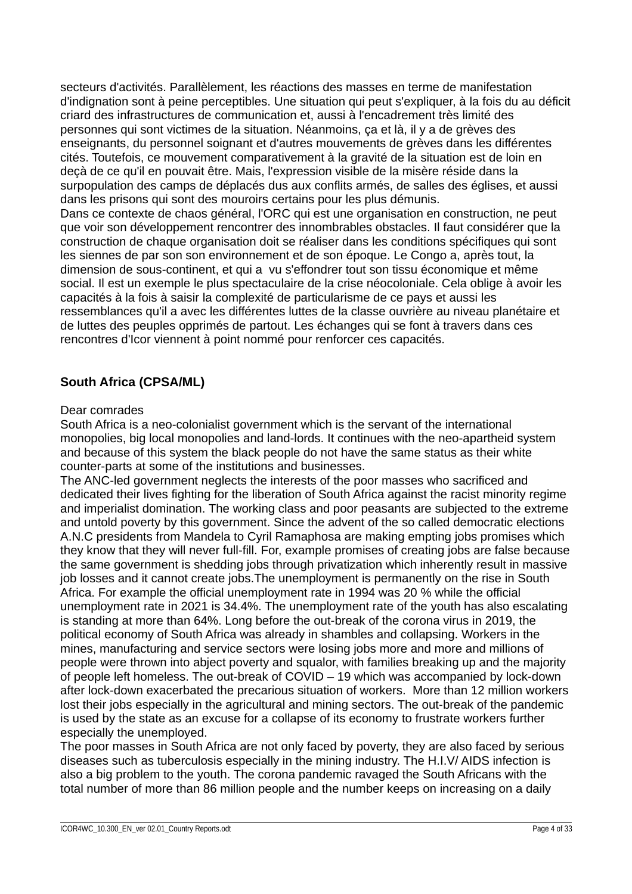secteurs d'activités. Parallèlement, les réactions des masses en terme de manifestation d'indignation sont à peine perceptibles. Une situation qui peut s'expliquer, à la fois du au déficit criard des infrastructures de communication et, aussi à l'encadrement très limité des personnes qui sont victimes de la situation. Néanmoins, ça et là, il y a de grèves des enseignants, du personnel soignant et d'autres mouvements de grèves dans les différentes cités. Toutefois, ce mouvement comparativement à la gravité de la situation est de loin en deçà de ce qu'il en pouvait être. Mais, l'expression visible de la misère réside dans la surpopulation des camps de déplacés dus aux conflits armés, de salles des églises, et aussi dans les prisons qui sont des mouroirs certains pour les plus démunis.
Dans ce contexte de chaos général, l'ORC qui est une organisation en construction, ne peut que voir son développement rencontrer des innombrables obstacles. Il faut considérer que la construction de chaque organisation doit se réaliser dans les conditions spécifiques qui sont les siennes de par son son environnement et de son époque. Le Congo a, après tout, la dimension de sous-continent, et qui a vu s'effondrer tout son tissu économique et même social. Il est un exemple le plus spectaculaire de la crise néocoloniale. Cela oblige à avoir les capacités à la fois à saisir la complexité de particularisme de ce pays et aussi les ressemblances qu'il a avec les différentes luttes de la classe ouvrière au niveau planétaire et de luttes des peuples opprimés de partout. Les échanges qui se font à travers dans ces rencontres d'Icor viennent à point nommé pour renforcer ces capacités.

## South Africa (CPSA/ML)

Dear comrades
South Africa is a neo-colonialist government which is the servant of the international monopolies, big local monopolies and land-lords. It continues with the neo-apartheid system and because of this system the black people do not have the same status as their white counter-parts at some of the institutions and businesses.
The ANC-led government neglects the interests of the poor masses who sacrificed and dedicated their lives fighting for the liberation of South Africa against the racist minority regime and imperialist domination. The working class and poor peasants are subjected to the extreme and untold poverty by this government. Since the advent of the so called democratic elections A.N.C presidents from Mandela to Cyril Ramaphosa are making empting jobs promises which they know that they will never full-fill. For, example promises of creating jobs are false because the same government is shedding jobs through privatization which inherently result in massive job losses and it cannot create jobs.The unemployment is permanently on the rise in South Africa. For example the official unemployment rate in 1994 was 20 % while the official unemployment rate in 2021 is 34.4%. The unemployment rate of the youth has also escalating is standing at more than 64%. Long before the out-break of the corona virus in 2019, the political economy of South Africa was already in shambles and collapsing. Workers in the mines, manufacturing and service sectors were losing jobs more and more and millions of people were thrown into abject poverty and squalor, with families breaking up and the majority of people left homeless. The out-break of COVID – 19 which was accompanied by lock-down after lock-down exacerbated the precarious situation of workers. More than 12 million workers lost their jobs especially in the agricultural and mining sectors. The out-break of the pandemic is used by the state as an excuse for a collapse of its economy to frustrate workers further especially the unemployed.
The poor masses in South Africa are not only faced by poverty, they are also faced by serious diseases such as tuberculosis especially in the mining industry. The H.I.V/ AIDS infection is also a big problem to the youth. The corona pandemic ravaged the South Africans with the total number of more than 86 million people and the number keeps on increasing on a daily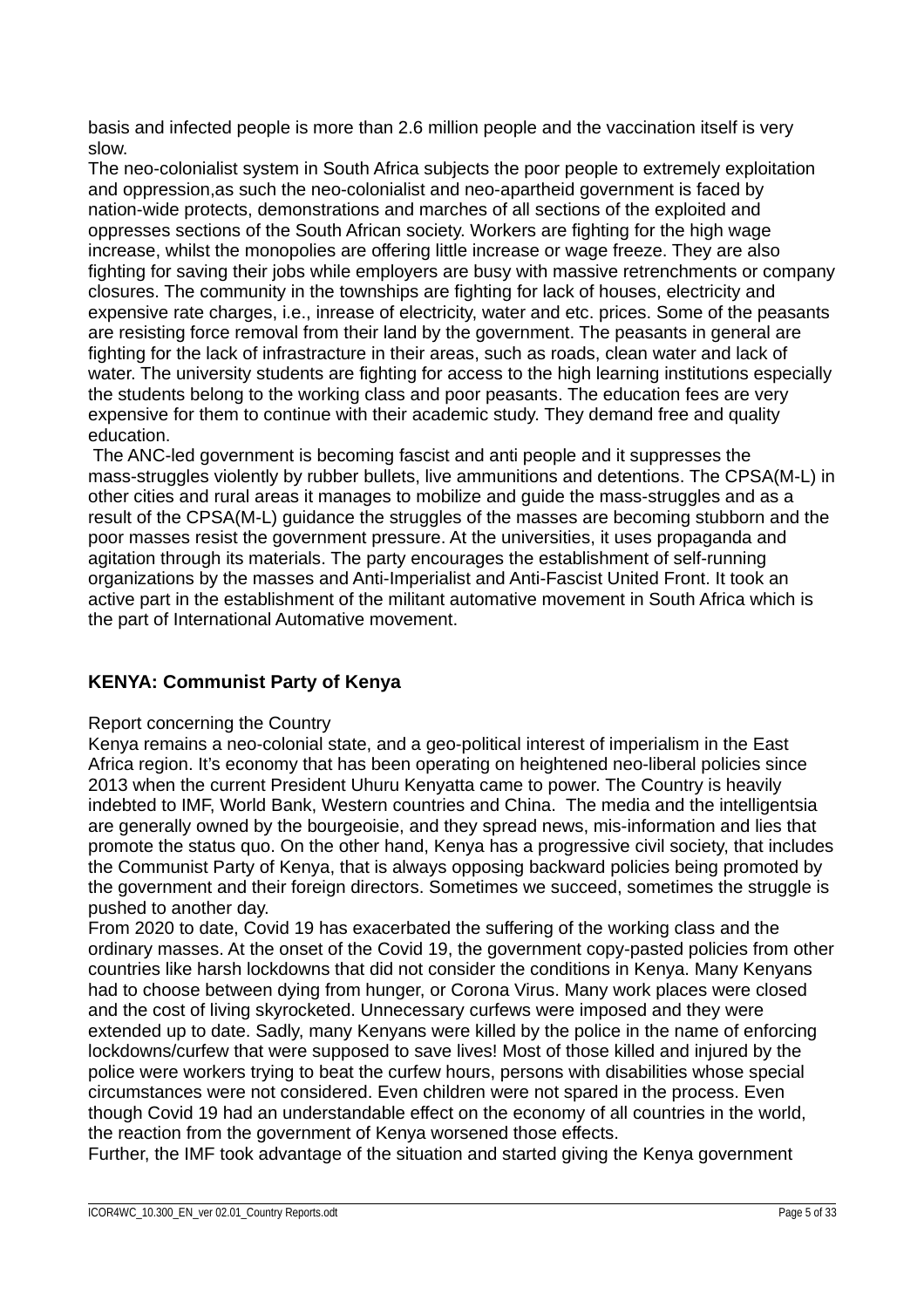basis and infected people is more than 2.6 million people and the vaccination itself is very slow.
The neo-colonialist system in South Africa subjects the poor people to extremely exploitation and oppression,as such the neo-colonialist and neo-apartheid government is faced by nation-wide protects, demonstrations and marches of all sections of the exploited and oppresses sections of the South African society. Workers are fighting for the high wage increase, whilst the monopolies are offering little increase or wage freeze. They are also fighting for saving their jobs while employers are busy with massive retrenchments or company closures. The community in the townships are fighting for lack of houses, electricity and expensive rate charges, i.e., inrease of electricity, water and etc. prices. Some of the peasants are resisting force removal from their land by the government. The peasants in general are fighting for the lack of infrastracture in their areas, such as roads, clean water and lack of water. The university students are fighting for access to the high learning institutions especially the students belong to the working class and poor peasants. The education fees are very expensive for them to continue with their academic study. They demand free and quality education.
The ANC-led government is becoming fascist and anti people and it suppresses the mass-struggles violently by rubber bullets, live ammunitions and detentions. The CPSA(M-L) in other cities and rural areas it manages to mobilize and guide the mass-struggles and as a result of the CPSA(M-L) guidance the struggles of the masses are becoming stubborn and the poor masses resist the government pressure. At the universities, it uses propaganda and agitation through its materials. The party encourages the establishment of self-running organizations by the masses and Anti-Imperialist and Anti-Fascist United Front. It took an active part in the establishment of the militant automative movement in South Africa which is the part of International Automative movement.

## KENYA: Communist Party of Kenya

Report concerning the Country
Kenya remains a neo-colonial state, and a geo-political interest of imperialism in the East Africa region. It's economy that has been operating on heightened neo-liberal policies since 2013 when the current President Uhuru Kenyatta came to power. The Country is heavily indebted to IMF, World Bank, Western countries and China. The media and the intelligentsia are generally owned by the bourgeoisie, and they spread news, mis-information and lies that promote the status quo. On the other hand, Kenya has a progressive civil society, that includes the Communist Party of Kenya, that is always opposing backward policies being promoted by the government and their foreign directors. Sometimes we succeed, sometimes the struggle is pushed to another day.
From 2020 to date, Covid 19 has exacerbated the suffering of the working class and the ordinary masses. At the onset of the Covid 19, the government copy-pasted policies from other countries like harsh lockdowns that did not consider the conditions in Kenya. Many Kenyans had to choose between dying from hunger, or Corona Virus. Many work places were closed and the cost of living skyrocketed. Unnecessary curfews were imposed and they were extended up to date. Sadly, many Kenyans were killed by the police in the name of enforcing lockdowns/curfew that were supposed to save lives! Most of those killed and injured by the police were workers trying to beat the curfew hours, persons with disabilities whose special circumstances were not considered. Even children were not spared in the process. Even though Covid 19 had an understandable effect on the economy of all countries in the world, the reaction from the government of Kenya worsened those effects.
Further, the IMF took advantage of the situation and started giving the Kenya government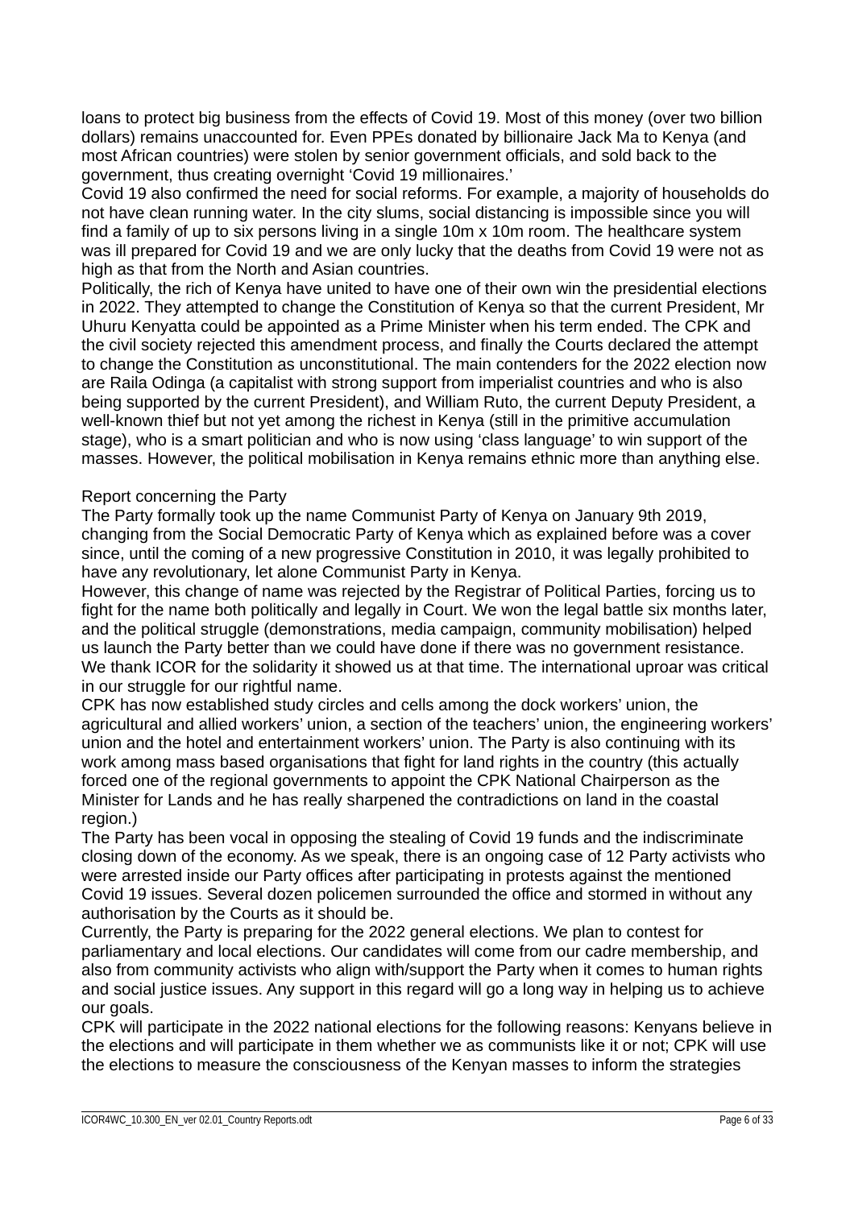loans to protect big business from the effects of Covid 19. Most of this money (over two billion dollars) remains unaccounted for. Even PPEs donated by billionaire Jack Ma to Kenya (and most African countries) were stolen by senior government officials, and sold back to the government, thus creating overnight 'Covid 19 millionaires.'

Covid 19 also confirmed the need for social reforms. For example, a majority of households do not have clean running water. In the city slums, social distancing is impossible since you will find a family of up to six persons living in a single 10m x 10m room. The healthcare system was ill prepared for Covid 19 and we are only lucky that the deaths from Covid 19 were not as high as that from the North and Asian countries.

Politically, the rich of Kenya have united to have one of their own win the presidential elections in 2022. They attempted to change the Constitution of Kenya so that the current President, Mr Uhuru Kenyatta could be appointed as a Prime Minister when his term ended. The CPK and the civil society rejected this amendment process, and finally the Courts declared the attempt to change the Constitution as unconstitutional. The main contenders for the 2022 election now are Raila Odinga (a capitalist with strong support from imperialist countries and who is also being supported by the current President), and William Ruto, the current Deputy President, a well-known thief but not yet among the richest in Kenya (still in the primitive accumulation stage), who is a smart politician and who is now using 'class language' to win support of the masses. However, the political mobilisation in Kenya remains ethnic more than anything else.

Report concerning the Party

The Party formally took up the name Communist Party of Kenya on January 9th 2019, changing from the Social Democratic Party of Kenya which as explained before was a cover since, until the coming of a new progressive Constitution in 2010, it was legally prohibited to have any revolutionary, let alone Communist Party in Kenya.

However, this change of name was rejected by the Registrar of Political Parties, forcing us to fight for the name both politically and legally in Court. We won the legal battle six months later, and the political struggle (demonstrations, media campaign, community mobilisation) helped us launch the Party better than we could have done if there was no government resistance. We thank ICOR for the solidarity it showed us at that time. The international uproar was critical in our struggle for our rightful name.

CPK has now established study circles and cells among the dock workers' union, the agricultural and allied workers' union, a section of the teachers' union, the engineering workers' union and the hotel and entertainment workers' union. The Party is also continuing with its work among mass based organisations that fight for land rights in the country (this actually forced one of the regional governments to appoint the CPK National Chairperson as the Minister for Lands and he has really sharpened the contradictions on land in the coastal region.)

The Party has been vocal in opposing the stealing of Covid 19 funds and the indiscriminate closing down of the economy. As we speak, there is an ongoing case of 12 Party activists who were arrested inside our Party offices after participating in protests against the mentioned Covid 19 issues. Several dozen policemen surrounded the office and stormed in without any authorisation by the Courts as it should be.

Currently, the Party is preparing for the 2022 general elections. We plan to contest for parliamentary and local elections. Our candidates will come from our cadre membership, and also from community activists who align with/support the Party when it comes to human rights and social justice issues. Any support in this regard will go a long way in helping us to achieve our goals.

CPK will participate in the 2022 national elections for the following reasons: Kenyans believe in the elections and will participate in them whether we as communists like it or not; CPK will use the elections to measure the consciousness of the Kenyan masses to inform the strategies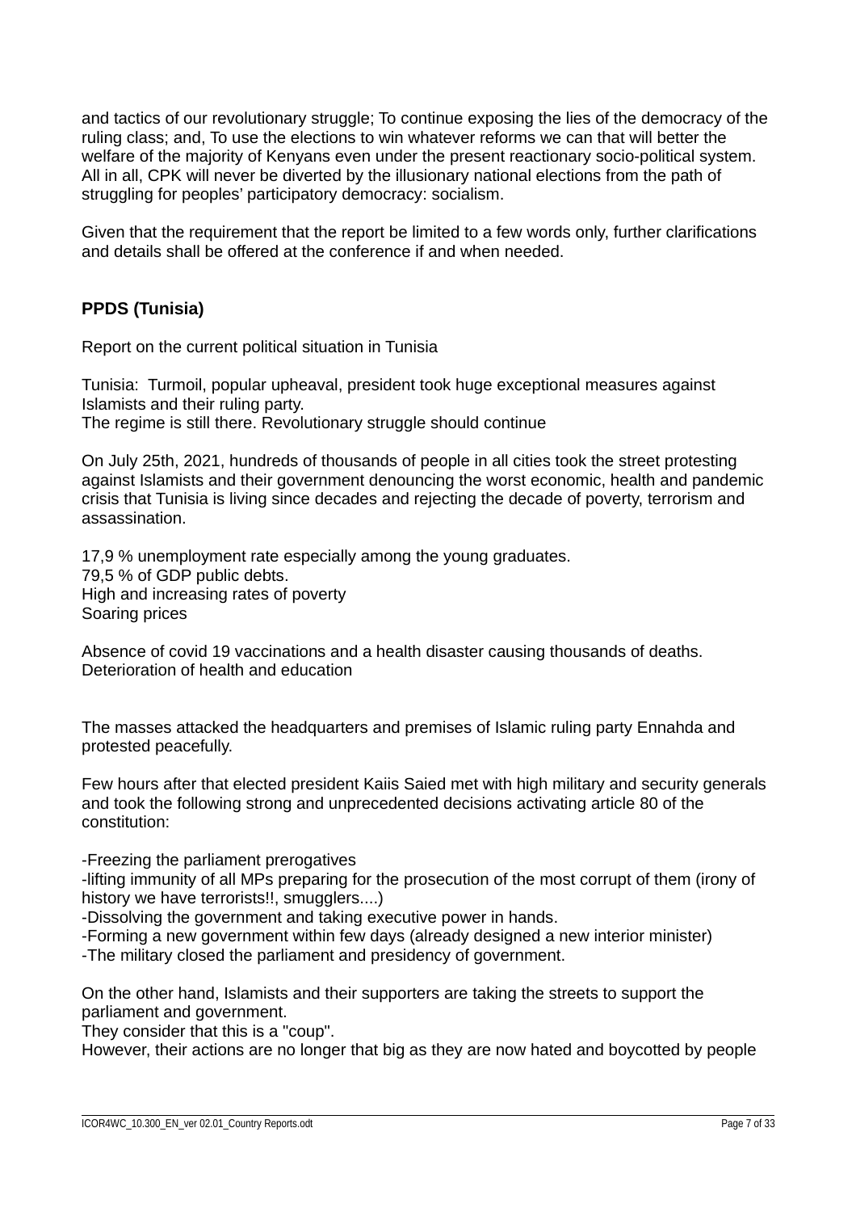and tactics of our revolutionary struggle; To continue exposing the lies of the democracy of the ruling class; and, To use the elections to win whatever reforms we can that will better the welfare of the majority of Kenyans even under the present reactionary socio-political system. All in all, CPK will never be diverted by the illusionary national elections from the path of struggling for peoples' participatory democracy: socialism.

Given that the requirement that the report be limited to a few words only, further clarifications and details shall be offered at the conference if and when needed.

## PPDS (Tunisia)

Report on the current political situation in Tunisia

Tunisia: Turmoil, popular upheaval, president took huge exceptional measures against Islamists and their ruling party.
The regime is still there. Revolutionary struggle should continue

On July 25th, 2021, hundreds of thousands of people in all cities took the street protesting against Islamists and their government denouncing the worst economic, health and pandemic crisis that Tunisia is living since decades and rejecting the decade of poverty, terrorism and assassination.

17,9 % unemployment rate especially among the young graduates.
79,5 % of GDP public debts.
High and increasing rates of poverty
Soaring prices

Absence of covid 19 vaccinations and a health disaster causing thousands of deaths.
Deterioration of health and education

The masses attacked the headquarters and premises of Islamic ruling party Ennahda and protested peacefully.

Few hours after that elected president Kaiis Saied met with high military and security generals and took the following strong and unprecedented decisions activating article 80 of the constitution:

-Freezing the parliament prerogatives
-lifting immunity of all MPs preparing for the prosecution of the most corrupt of them (irony of history we have terrorists!!, smugglers....)
-Dissolving the government and taking executive power in hands.
-Forming a new government within few days (already designed a new interior minister)
-The military closed the parliament and presidency of government.

On the other hand, Islamists and their supporters are taking the streets to support the parliament and government.
They consider that this is a "coup".
However, their actions are no longer that big as they are now hated and boycotted by people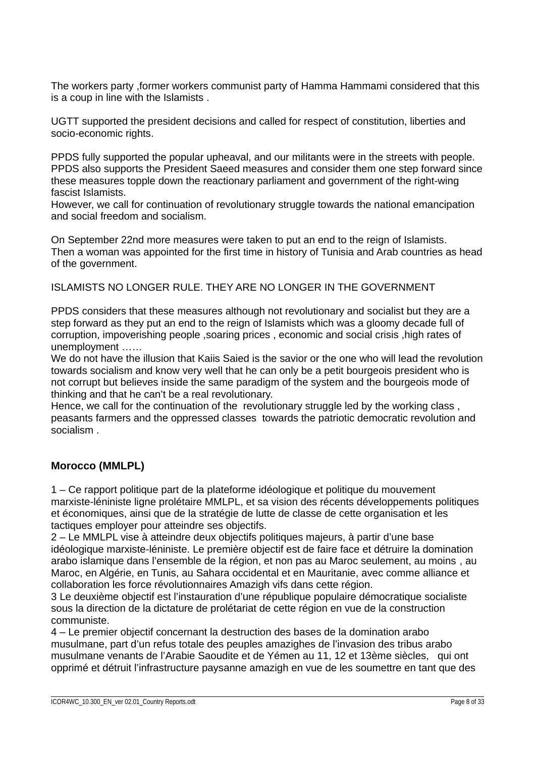The workers party ,former workers communist party of Hamma Hammami considered that this is a coup in line with the Islamists .

UGTT supported the president decisions and called for respect of constitution, liberties and socio-economic rights.

PPDS fully supported the popular upheaval, and our militants were in the streets with people. PPDS also supports the President Saeed measures and consider them one step forward since these measures topple down the reactionary parliament and government of the right-wing fascist Islamists.
However, we call for continuation of revolutionary struggle towards the national emancipation and social freedom and socialism.

On September 22nd more measures were taken to put an end to the reign of Islamists.
Then a woman was appointed for the first time in history of Tunisia and Arab countries as head of the government.

ISLAMISTS NO LONGER RULE. THEY ARE NO LONGER IN THE GOVERNMENT

PPDS considers that these measures although not revolutionary and socialist but they are a step forward as they put an end to the reign of Islamists which was a gloomy decade full of corruption, impoverishing people ,soaring prices , economic and social crisis ,high rates of unemployment ……
We do not have the illusion that Kaiis Saied is the savior or the one who will lead the revolution towards socialism and know very well that he can only be a petit bourgeois president who is not corrupt but believes inside the same paradigm of the system and the bourgeois mode of thinking and that he can't be a real revolutionary.
Hence, we call for the continuation of the revolutionary struggle led by the working class , peasants farmers and the oppressed classes towards the patriotic democratic revolution and socialism .

### Morocco (MMLPL)

1 – Ce rapport politique part de la plateforme idéologique et politique du mouvement marxiste-léniniste ligne prolétaire MMLPL, et sa vision des récents développements politiques et économiques, ainsi que de la stratégie de lutte de classe de cette organisation et les tactiques employer pour atteindre ses objectifs.
2 – Le MMLPL vise à atteindre deux objectifs politiques majeurs, à partir d'une base idéologique marxiste-léniniste. Le premiére objectif est de faire face et détruire la domination arabo islamique dans l'ensemble de la région, et non pas au Maroc seulement, au moins , au Maroc, en Algérie, en Tunis, au Sahara occidental et en Mauritanie, avec comme alliance et collaboration les force révolutionnaires Amazigh vifs dans cette région.
3 Le deuxième objectif est l'instauration d'une république populaire démocratique socialiste sous la direction de la dictature de prolétariat de cette région en vue de la construction communiste.
4 – Le premier objectif concernant la destruction des bases de la domination arabo musulmane, part d'un refus totale des peuples amazighes de l'invasion des tribus arabo musulmane venants de l'Arabie Saoudite et de Yémen au 11, 12 et 13ème siècles, qui ont opprimé et détruit l'infrastructure paysanne amazigh en vue de les soumettre en tant que des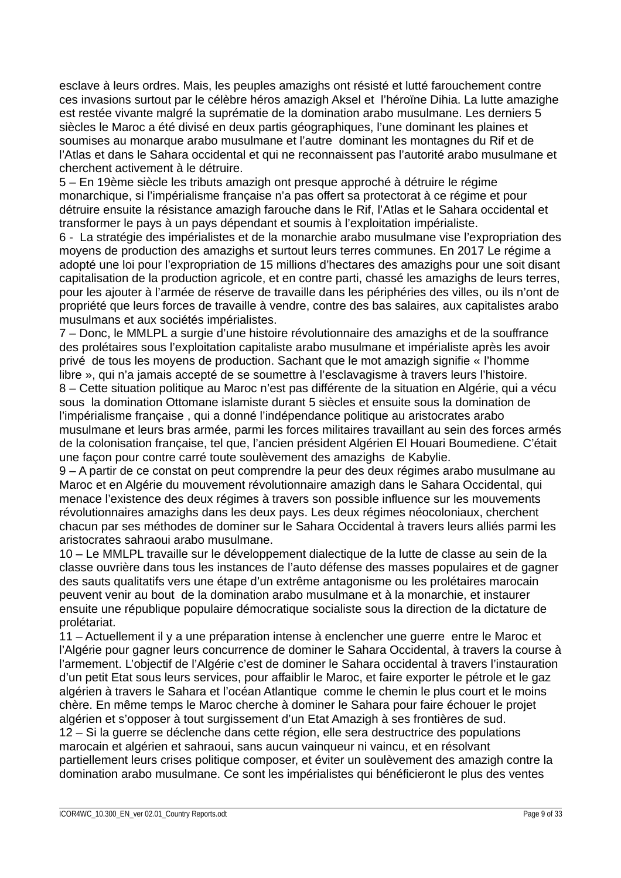esclave à leurs ordres. Mais, les peuples amazighs ont résisté et lutté farouchement contre ces invasions surtout par le célèbre héros amazigh Aksel et l'héroïne Dihia. La lutte amazighe est restée vivante malgré la suprématie de la domination arabo musulmane. Les derniers 5 siècles le Maroc a été divisé en deux partis géographiques, l'une dominant les plaines et soumises au monarque arabo musulmane et l'autre dominant les montagnes du Rif et de l'Atlas et dans le Sahara occidental et qui ne reconnaissent pas l'autorité arabo musulmane et cherchent activement à le détruire.

5 – En 19ème siècle les tributs amazigh ont presque approché à détruire le régime monarchique, si l'impérialisme française n'a pas offert sa protectorat à ce régime et pour détruire ensuite la résistance amazigh farouche dans le Rif, l'Atlas et le Sahara occidental et transformer le pays à un pays dépendant et soumis à l'exploitation impérialiste.

6 - La stratégie des impérialistes et de la monarchie arabo musulmane vise l'expropriation des moyens de production des amazighs et surtout leurs terres communes. En 2017 Le régime a adopté une loi pour l'expropriation de 15 millions d'hectares des amazighs pour une soit disant capitalisation de la production agricole, et en contre parti, chassé les amazighs de leurs terres, pour les ajouter à l'armée de réserve de travaille dans les périphéries des villes, ou ils n'ont de propriété que leurs forces de travaille à vendre, contre des bas salaires, aux capitalistes arabo musulmans et aux sociétés impérialistes.

7 – Donc, le MMLPL a surgie d'une histoire révolutionnaire des amazighs et de la souffrance des prolétaires sous l'exploitation capitaliste arabo musulmane et impérialiste après les avoir privé de tous les moyens de production. Sachant que le mot amazigh signifie « l'homme libre », qui n'a jamais accepté de se soumettre à l'esclavagisme à travers leurs l'histoire.

8 – Cette situation politique au Maroc n'est pas différente de la situation en Algérie, qui a vécu sous la domination Ottomane islamiste durant 5 siècles et ensuite sous la domination de l'impérialisme française , qui a donné l'indépendance politique au aristocrates arabo musulmane et leurs bras armée, parmi les forces militaires travaillant au sein des forces armés de la colonisation française, tel que, l'ancien président Algérien El Houari Boumediene. C'était une façon pour contre carré toute soulèvement des amazighs de Kabylie.

9 – A partir de ce constat on peut comprendre la peur des deux régimes arabo musulmane au Maroc et en Algérie du mouvement révolutionnaire amazigh dans le Sahara Occidental, qui menace l'existence des deux régimes à travers son possible influence sur les mouvements révolutionnaires amazighs dans les deux pays. Les deux régimes néocoloniaux, cherchent chacun par ses méthodes de dominer sur le Sahara Occidental à travers leurs alliés parmi les aristocrates sahraoui arabo musulmane.

10 – Le MMLPL travaille sur le développement dialectique de la lutte de classe au sein de la classe ouvrière dans tous les instances de l'auto défense des masses populaires et de gagner des sauts qualitatifs vers une étape d'un extrême antagonisme ou les prolétaires marocain peuvent venir au bout de la domination arabo musulmane et à la monarchie, et instaurer ensuite une république populaire démocratique socialiste sous la direction de la dictature de prolétariat.

11 – Actuellement il y a une préparation intense à enclencher une guerre entre le Maroc et l'Algérie pour gagner leurs concurrence de dominer le Sahara Occidental, à travers la course à l'armement. L'objectif de l'Algérie c'est de dominer le Sahara occidental à travers l'instauration d'un petit Etat sous leurs services, pour affaiblir le Maroc, et faire exporter le pétrole et le gaz algérien à travers le Sahara et l'océan Atlantique comme le chemin le plus court et le moins chère. En même temps le Maroc cherche à dominer le Sahara pour faire échouer le projet algérien et s'opposer à tout surgissement d'un Etat Amazigh à ses frontières de sud.

12 – Si la guerre se déclenche dans cette région, elle sera destructrice des populations marocain et algérien et sahraoui, sans aucun vainqueur ni vaincu, et en résolvant partiellement leurs crises politique composer, et éviter un soulèvement des amazigh contre la domination arabo musulmane. Ce sont les impérialistes qui bénéficieront le plus des ventes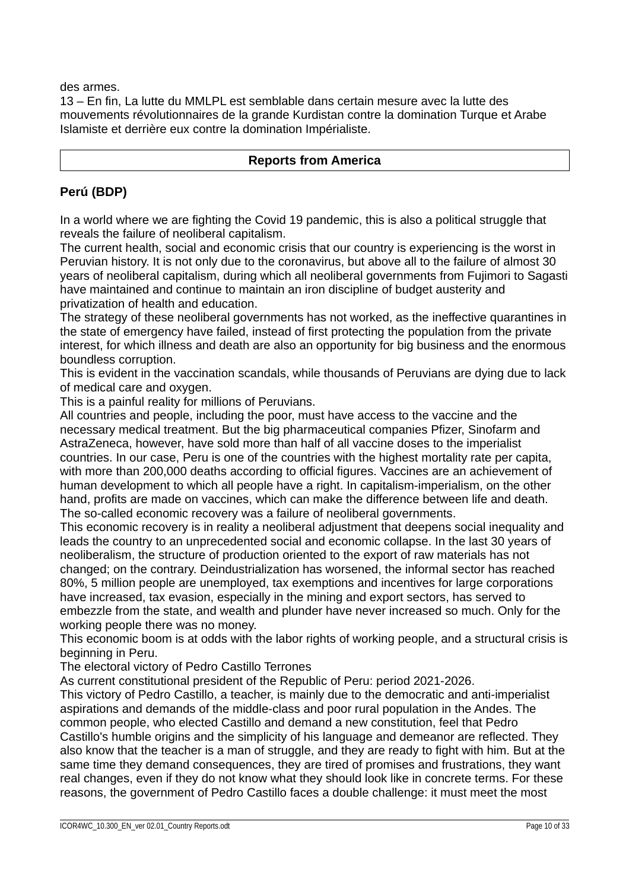des armes.
13 – En fin, La lutte du MMLPL est semblable dans certain mesure avec la lutte des mouvements révolutionnaires de la grande Kurdistan contre la domination Turque et Arabe Islamiste et derrière eux contre la domination Impérialiste.

## Reports from America

### Perú (BDP)

In a world where we are fighting the Covid 19 pandemic, this is also a political struggle that reveals the failure of neoliberal capitalism.
The current health, social and economic crisis that our country is experiencing is the worst in Peruvian history. It is not only due to the coronavirus, but above all to the failure of almost 30 years of neoliberal capitalism, during which all neoliberal governments from Fujimori to Sagasti have maintained and continue to maintain an iron discipline of budget austerity and privatization of health and education.
The strategy of these neoliberal governments has not worked, as the ineffective quarantines in the state of emergency have failed, instead of first protecting the population from the private interest, for which illness and death are also an opportunity for big business and the enormous boundless corruption.
This is evident in the vaccination scandals, while thousands of Peruvians are dying due to lack of medical care and oxygen.
This is a painful reality for millions of Peruvians.
All countries and people, including the poor, must have access to the vaccine and the necessary medical treatment. But the big pharmaceutical companies Pfizer, Sinofarm and AstraZeneca, however, have sold more than half of all vaccine doses to the imperialist countries. In our case, Peru is one of the countries with the highest mortality rate per capita, with more than 200,000 deaths according to official figures. Vaccines are an achievement of human development to which all people have a right. In capitalism-imperialism, on the other hand, profits are made on vaccines, which can make the difference between life and death.
The so-called economic recovery was a failure of neoliberal governments.
This economic recovery is in reality a neoliberal adjustment that deepens social inequality and leads the country to an unprecedented social and economic collapse. In the last 30 years of neoliberalism, the structure of production oriented to the export of raw materials has not changed; on the contrary. Deindustrialization has worsened, the informal sector has reached 80%, 5 million people are unemployed, tax exemptions and incentives for large corporations have increased, tax evasion, especially in the mining and export sectors, has served to embezzle from the state, and wealth and plunder have never increased so much. Only for the working people there was no money.
This economic boom is at odds with the labor rights of working people, and a structural crisis is beginning in Peru.
The electoral victory of Pedro Castillo Terrones
As current constitutional president of the Republic of Peru: period 2021-2026.
This victory of Pedro Castillo, a teacher, is mainly due to the democratic and anti-imperialist aspirations and demands of the middle-class and poor rural population in the Andes. The common people, who elected Castillo and demand a new constitution, feel that Pedro Castillo's humble origins and the simplicity of his language and demeanor are reflected. They also know that the teacher is a man of struggle, and they are ready to fight with him. But at the same time they demand consequences, they are tired of promises and frustrations, they want real changes, even if they do not know what they should look like in concrete terms. For these reasons, the government of Pedro Castillo faces a double challenge: it must meet the most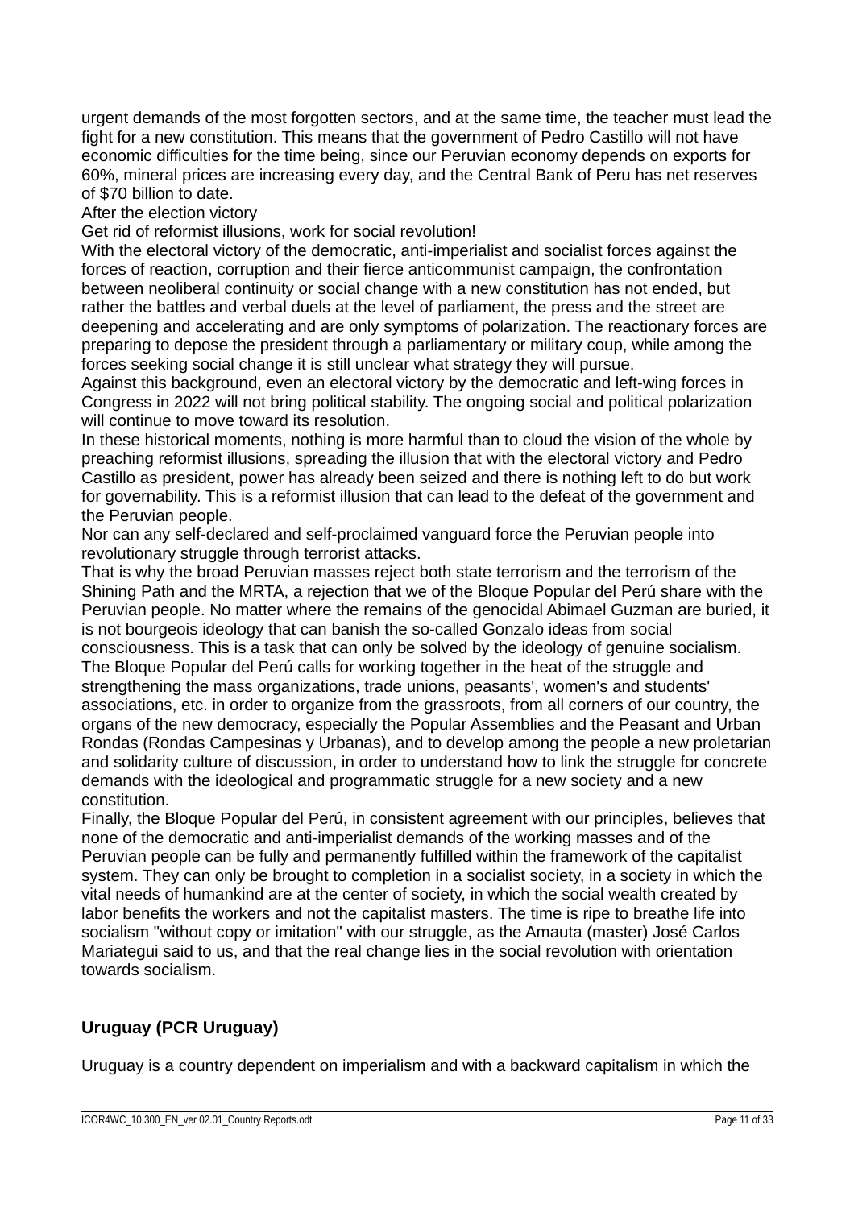urgent demands of the most forgotten sectors, and at the same time, the teacher must lead the fight for a new constitution. This means that the government of Pedro Castillo will not have economic difficulties for the time being, since our Peruvian economy depends on exports for 60%, mineral prices are increasing every day, and the Central Bank of Peru has net reserves of $70 billion to date.

After the election victory

Get rid of reformist illusions, work for social revolution!

With the electoral victory of the democratic, anti-imperialist and socialist forces against the forces of reaction, corruption and their fierce anticommunist campaign, the confrontation between neoliberal continuity or social change with a new constitution has not ended, but rather the battles and verbal duels at the level of parliament, the press and the street are deepening and accelerating and are only symptoms of polarization. The reactionary forces are preparing to depose the president through a parliamentary or military coup, while among the forces seeking social change it is still unclear what strategy they will pursue.

Against this background, even an electoral victory by the democratic and left-wing forces in Congress in 2022 will not bring political stability. The ongoing social and political polarization will continue to move toward its resolution.

In these historical moments, nothing is more harmful than to cloud the vision of the whole by preaching reformist illusions, spreading the illusion that with the electoral victory and Pedro Castillo as president, power has already been seized and there is nothing left to do but work for governability. This is a reformist illusion that can lead to the defeat of the government and the Peruvian people.

Nor can any self-declared and self-proclaimed vanguard force the Peruvian people into revolutionary struggle through terrorist attacks.

That is why the broad Peruvian masses reject both state terrorism and the terrorism of the Shining Path and the MRTA, a rejection that we of the Bloque Popular del Perú share with the Peruvian people. No matter where the remains of the genocidal Abimael Guzman are buried, it is not bourgeois ideology that can banish the so-called Gonzalo ideas from social consciousness. This is a task that can only be solved by the ideology of genuine socialism.

The Bloque Popular del Perú calls for working together in the heat of the struggle and strengthening the mass organizations, trade unions, peasants', women's and students' associations, etc. in order to organize from the grassroots, from all corners of our country, the organs of the new democracy, especially the Popular Assemblies and the Peasant and Urban Rondas (Rondas Campesinas y Urbanas), and to develop among the people a new proletarian and solidarity culture of discussion, in order to understand how to link the struggle for concrete demands with the ideological and programmatic struggle for a new society and a new constitution.

Finally, the Bloque Popular del Perú, in consistent agreement with our principles, believes that none of the democratic and anti-imperialist demands of the working masses and of the Peruvian people can be fully and permanently fulfilled within the framework of the capitalist system. They can only be brought to completion in a socialist society, in a society in which the vital needs of humankind are at the center of society, in which the social wealth created by labor benefits the workers and not the capitalist masters. The time is ripe to breathe life into socialism "without copy or imitation" with our struggle, as the Amauta (master) José Carlos Mariategui said to us, and that the real change lies in the social revolution with orientation towards socialism.

## Uruguay (PCR Uruguay)

Uruguay is a country dependent on imperialism and with a backward capitalism in which the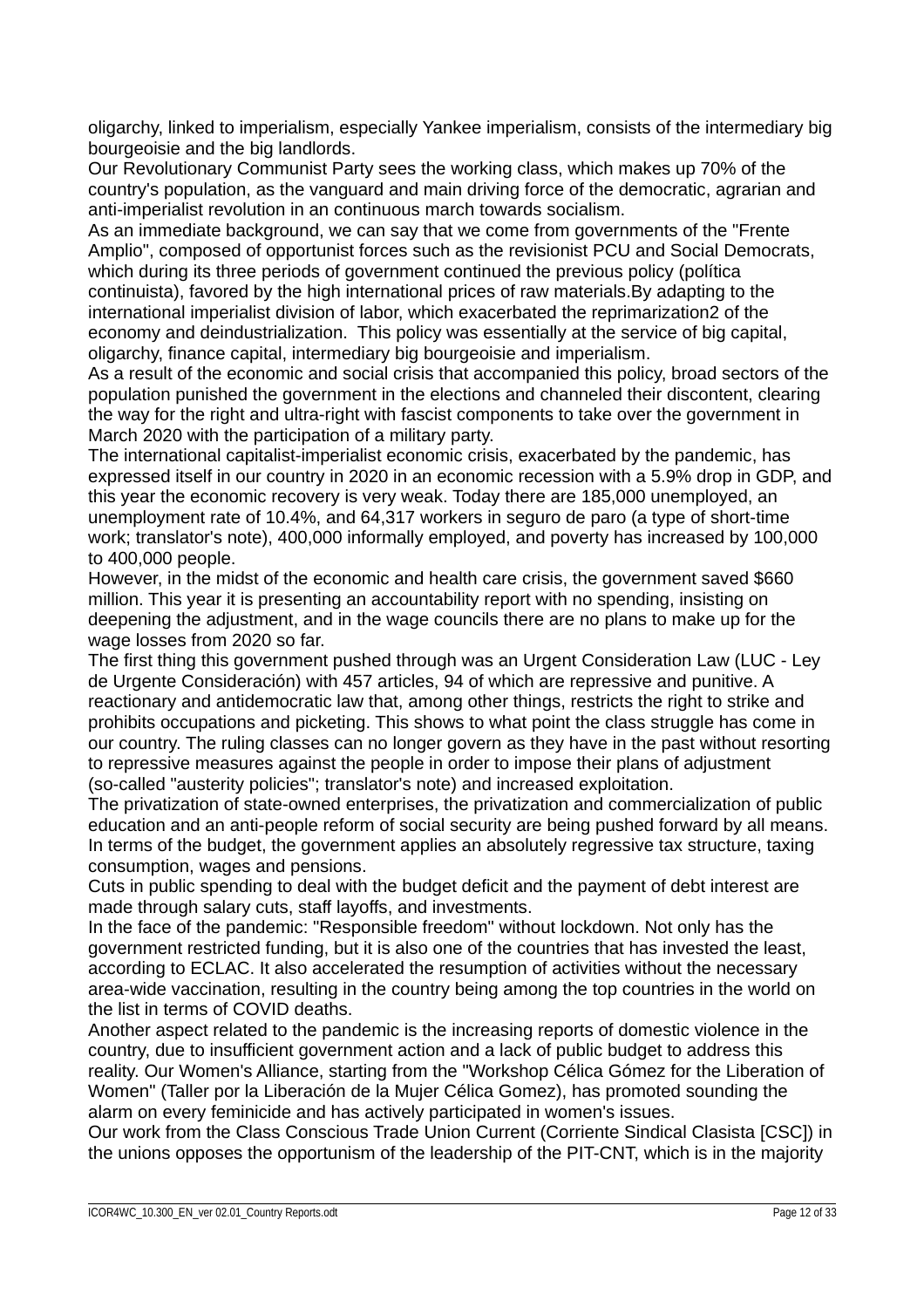oligarchy, linked to imperialism, especially Yankee imperialism, consists of the intermediary big bourgeoisie and the big landlords.

Our Revolutionary Communist Party sees the working class, which makes up 70% of the country's population, as the vanguard and main driving force of the democratic, agrarian and anti-imperialist revolution in an continuous march towards socialism.

As an immediate background, we can say that we come from governments of the "Frente Amplio", composed of opportunist forces such as the revisionist PCU and Social Democrats, which during its three periods of government continued the previous policy (política continuista), favored by the high international prices of raw materials.By adapting to the international imperialist division of labor, which exacerbated the reprimarization2 of the economy and deindustrialization. This policy was essentially at the service of big capital, oligarchy, finance capital, intermediary big bourgeoisie and imperialism.

As a result of the economic and social crisis that accompanied this policy, broad sectors of the population punished the government in the elections and channeled their discontent, clearing the way for the right and ultra-right with fascist components to take over the government in March 2020 with the participation of a military party.

The international capitalist-imperialist economic crisis, exacerbated by the pandemic, has expressed itself in our country in 2020 in an economic recession with a 5.9% drop in GDP, and this year the economic recovery is very weak. Today there are 185,000 unemployed, an unemployment rate of 10.4%, and 64,317 workers in seguro de paro (a type of short-time work; translator's note), 400,000 informally employed, and poverty has increased by 100,000 to 400,000 people.

However, in the midst of the economic and health care crisis, the government saved $660 million. This year it is presenting an accountability report with no spending, insisting on deepening the adjustment, and in the wage councils there are no plans to make up for the wage losses from 2020 so far.

The first thing this government pushed through was an Urgent Consideration Law (LUC - Ley de Urgente Consideración) with 457 articles, 94 of which are repressive and punitive. A reactionary and antidemocratic law that, among other things, restricts the right to strike and prohibits occupations and picketing. This shows to what point the class struggle has come in our country. The ruling classes can no longer govern as they have in the past without resorting to repressive measures against the people in order to impose their plans of adjustment (so-called "austerity policies"; translator's note) and increased exploitation.

The privatization of state-owned enterprises, the privatization and commercialization of public education and an anti-people reform of social security are being pushed forward by all means. In terms of the budget, the government applies an absolutely regressive tax structure, taxing consumption, wages and pensions.

Cuts in public spending to deal with the budget deficit and the payment of debt interest are made through salary cuts, staff layoffs, and investments.

In the face of the pandemic: "Responsible freedom" without lockdown. Not only has the government restricted funding, but it is also one of the countries that has invested the least, according to ECLAC. It also accelerated the resumption of activities without the necessary area-wide vaccination, resulting in the country being among the top countries in the world on the list in terms of COVID deaths.

Another aspect related to the pandemic is the increasing reports of domestic violence in the country, due to insufficient government action and a lack of public budget to address this reality. Our Women's Alliance, starting from the "Workshop Célica Gómez for the Liberation of Women" (Taller por la Liberación de la Mujer Célica Gomez), has promoted sounding the alarm on every feminicide and has actively participated in women's issues.

Our work from the Class Conscious Trade Union Current (Corriente Sindical Clasista [CSC]) in the unions opposes the opportunism of the leadership of the PIT-CNT, which is in the majority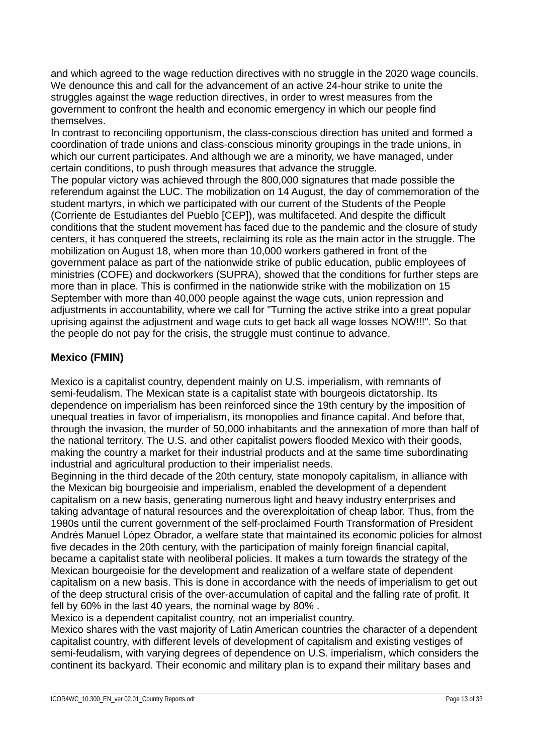and which agreed to the wage reduction directives with no struggle in the 2020 wage councils. We denounce this and call for the advancement of an active 24-hour strike to unite the struggles against the wage reduction directives, in order to wrest measures from the government to confront the health and economic emergency in which our people find themselves.

In contrast to reconciling opportunism, the class-conscious direction has united and formed a coordination of trade unions and class-conscious minority groupings in the trade unions, in which our current participates. And although we are a minority, we have managed, under certain conditions, to push through measures that advance the struggle.

The popular victory was achieved through the 800,000 signatures that made possible the referendum against the LUC. The mobilization on 14 August, the day of commemoration of the student martyrs, in which we participated with our current of the Students of the People (Corriente de Estudiantes del Pueblo [CEP]), was multifaceted. And despite the difficult conditions that the student movement has faced due to the pandemic and the closure of study centers, it has conquered the streets, reclaiming its role as the main actor in the struggle. The mobilization on August 18, when more than 10,000 workers gathered in front of the government palace as part of the nationwide strike of public education, public employees of ministries (COFE) and dockworkers (SUPRA), showed that the conditions for further steps are more than in place. This is confirmed in the nationwide strike with the mobilization on 15 September with more than 40,000 people against the wage cuts, union repression and adjustments in accountability, where we call for "Turning the active strike into a great popular uprising against the adjustment and wage cuts to get back all wage losses NOW!!!". So that the people do not pay for the crisis, the struggle must continue to advance.

## Mexico (FMIN)

Mexico is a capitalist country, dependent mainly on U.S. imperialism, with remnants of semi-feudalism. The Mexican state is a capitalist state with bourgeois dictatorship. Its dependence on imperialism has been reinforced since the 19th century by the imposition of unequal treaties in favor of imperialism, its monopolies and finance capital. And before that, through the invasion, the murder of 50,000 inhabitants and the annexation of more than half of the national territory. The U.S. and other capitalist powers flooded Mexico with their goods, making the country a market for their industrial products and at the same time subordinating industrial and agricultural production to their imperialist needs.

Beginning in the third decade of the 20th century, state monopoly capitalism, in alliance with the Mexican big bourgeoisie and imperialism, enabled the development of a dependent capitalism on a new basis, generating numerous light and heavy industry enterprises and taking advantage of natural resources and the overexploitation of cheap labor. Thus, from the 1980s until the current government of the self-proclaimed Fourth Transformation of President Andrés Manuel López Obrador, a welfare state that maintained its economic policies for almost five decades in the 20th century, with the participation of mainly foreign financial capital, became a capitalist state with neoliberal policies. It makes a turn towards the strategy of the Mexican bourgeoisie for the development and realization of a welfare state of dependent capitalism on a new basis. This is done in accordance with the needs of imperialism to get out of the deep structural crisis of the over-accumulation of capital and the falling rate of profit. It fell by 60% in the last 40 years, the nominal wage by 80% .

Mexico is a dependent capitalist country, not an imperialist country.

Mexico shares with the vast majority of Latin American countries the character of a dependent capitalist country, with different levels of development of capitalism and existing vestiges of semi-feudalism, with varying degrees of dependence on U.S. imperialism, which considers the continent its backyard. Their economic and military plan is to expand their military bases and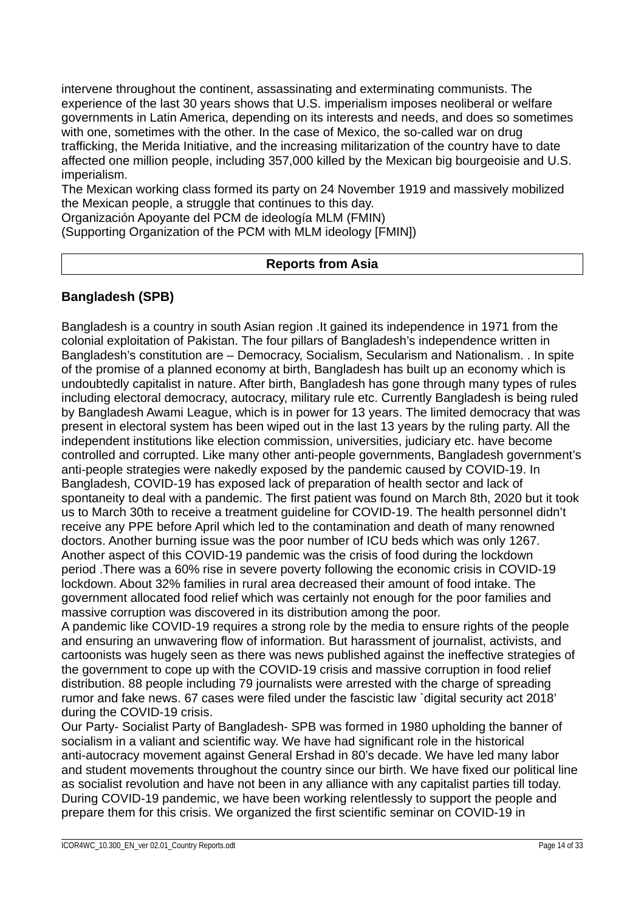intervene throughout the continent, assassinating and exterminating communists. The experience of the last 30 years shows that U.S. imperialism imposes neoliberal or welfare governments in Latin America, depending on its interests and needs, and does so sometimes with one, sometimes with the other. In the case of Mexico, the so-called war on drug trafficking, the Merida Initiative, and the increasing militarization of the country have to date affected one million people, including 357,000 killed by the Mexican big bourgeoisie and U.S. imperialism.

The Mexican working class formed its party on 24 November 1919 and massively mobilized the Mexican people, a struggle that continues to this day.

Organización Apoyante del PCM de ideología MLM (FMIN)
(Supporting Organization of the PCM with MLM ideology [FMIN])

## Reports from Asia

### Bangladesh (SPB)

Bangladesh is a country in south Asian region .It gained its independence in 1971 from the colonial exploitation of Pakistan. The four pillars of Bangladesh's independence written in Bangladesh's constitution are – Democracy, Socialism, Secularism and Nationalism. . In spite of the promise of a planned economy at birth, Bangladesh has built up an economy which is undoubtedly capitalist in nature. After birth, Bangladesh has gone through many types of rules including electoral democracy, autocracy, military rule etc. Currently Bangladesh is being ruled by Bangladesh Awami League, which is in power for 13 years. The limited democracy that was present in electoral system has been wiped out in the last 13 years by the ruling party. All the independent institutions like election commission, universities, judiciary etc. have become controlled and corrupted. Like many other anti-people governments, Bangladesh government's anti-people strategies were nakedly exposed by the pandemic caused by COVID-19. In Bangladesh, COVID-19 has exposed lack of preparation of health sector and lack of spontaneity to deal with a pandemic. The first patient was found on March 8th, 2020 but it took us to March 30th to receive a treatment guideline for COVID-19. The health personnel didn't receive any PPE before April which led to the contamination and death of many renowned doctors. Another burning issue was the poor number of ICU beds which was only 1267. Another aspect of this COVID-19 pandemic was the crisis of food during the lockdown period .There was a 60% rise in severe poverty following the economic crisis in COVID-19 lockdown. About 32% families in rural area decreased their amount of food intake. The government allocated food relief which was certainly not enough for the poor families and massive corruption was discovered in its distribution among the poor.

A pandemic like COVID-19 requires a strong role by the media to ensure rights of the people and ensuring an unwavering flow of information. But harassment of journalist, activists, and cartoonists was hugely seen as there was news published against the ineffective strategies of the government to cope up with the COVID-19 crisis and massive corruption in food relief distribution. 88 people including 79 journalists were arrested with the charge of spreading rumor and fake news. 67 cases were filed under the fascistic law `digital security act 2018' during the COVID-19 crisis.

Our Party- Socialist Party of Bangladesh- SPB was formed in 1980 upholding the banner of socialism in a valiant and scientific way. We have had significant role in the historical anti-autocracy movement against General Ershad in 80's decade. We have led many labor and student movements throughout the country since our birth. We have fixed our political line as socialist revolution and have not been in any alliance with any capitalist parties till today. During COVID-19 pandemic, we have been working relentlessly to support the people and prepare them for this crisis. We organized the first scientific seminar on COVID-19 in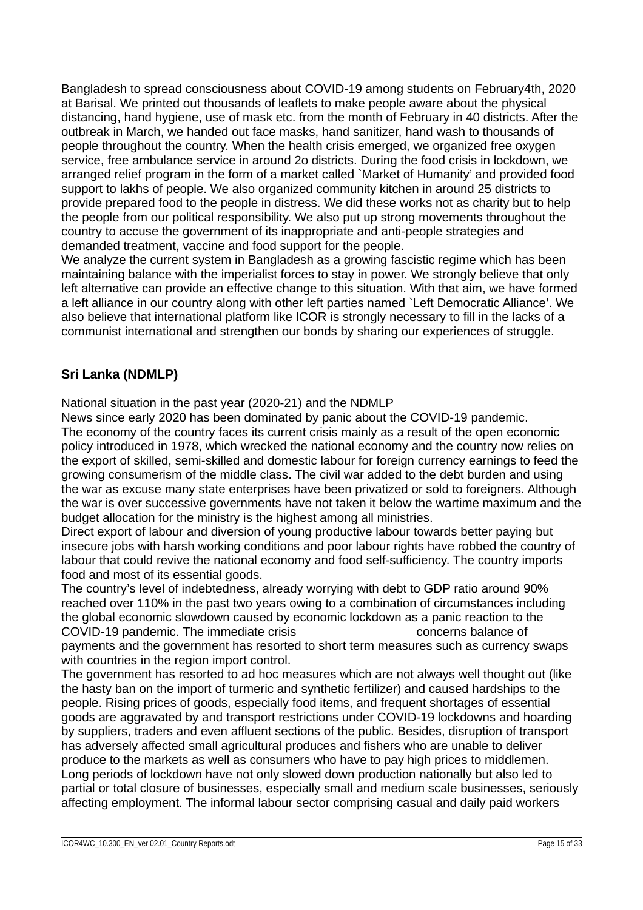Bangladesh to spread consciousness about COVID-19 among students on February4th, 2020 at Barisal. We printed out thousands of leaflets to make people aware about the physical distancing, hand hygiene, use of mask etc. from the month of February in 40 districts. After the outbreak in March, we handed out face masks, hand sanitizer, hand wash to thousands of people throughout the country. When the health crisis emerged, we organized free oxygen service, free ambulance service in around 2o districts. During the food crisis in lockdown, we arranged relief program in the form of a market called `Market of Humanity' and provided food support to lakhs of people. We also organized community kitchen in around 25 districts to provide prepared food to the people in distress. We did these works not as charity but to help the people from our political responsibility. We also put up strong movements throughout the country to accuse the government of its inappropriate and anti-people strategies and demanded treatment, vaccine and food support for the people.

We analyze the current system in Bangladesh as a growing fascistic regime which has been maintaining balance with the imperialist forces to stay in power. We strongly believe that only left alternative can provide an effective change to this situation. With that aim, we have formed a left alliance in our country along with other left parties named `Left Democratic Alliance'. We also believe that international platform like ICOR is strongly necessary to fill in the lacks of a communist international and strengthen our bonds by sharing our experiences of struggle.

### Sri Lanka (NDMLP)

National situation in the past year (2020-21) and the NDMLP

News since early 2020 has been dominated by panic about the COVID-19 pandemic.

The economy of the country faces its current crisis mainly as a result of the open economic policy introduced in 1978, which wrecked the national economy and the country now relies on the export of skilled, semi-skilled and domestic labour for foreign currency earnings to feed the growing consumerism of the middle class. The civil war added to the debt burden and using the war as excuse many state enterprises have been privatized or sold to foreigners. Although the war is over successive governments have not taken it below the wartime maximum and the budget allocation for the ministry is the highest among all ministries.

Direct export of labour and diversion of young productive labour towards better paying but insecure jobs with harsh working conditions and poor labour rights have robbed the country of labour that could revive the national economy and food self-sufficiency. The country imports food and most of its essential goods.

The country's level of indebtedness, already worrying with debt to GDP ratio around 90% reached over 110% in the past two years owing to a combination of circumstances including the global economic slowdown caused by economic lockdown as a panic reaction to the COVID-19 pandemic. The immediate crisis concerns balance of payments and the government has resorted to short term measures such as currency swaps with countries in the region import control.

The government has resorted to ad hoc measures which are not always well thought out (like the hasty ban on the import of turmeric and synthetic fertilizer) and caused hardships to the people. Rising prices of goods, especially food items, and frequent shortages of essential goods are aggravated by and transport restrictions under COVID-19 lockdowns and hoarding by suppliers, traders and even affluent sections of the public. Besides, disruption of transport has adversely affected small agricultural produces and fishers who are unable to deliver produce to the markets as well as consumers who have to pay high prices to middlemen. Long periods of lockdown have not only slowed down production nationally but also led to partial or total closure of businesses, especially small and medium scale businesses, seriously affecting employment. The informal labour sector comprising casual and daily paid workers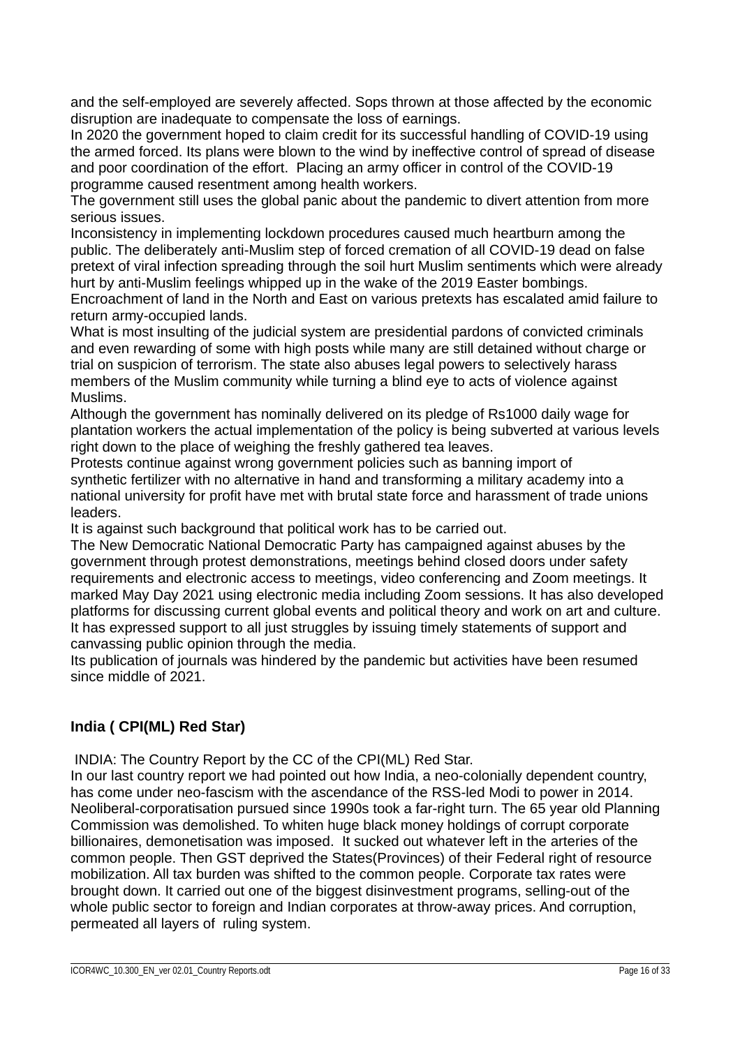and the self-employed are severely affected. Sops thrown at those affected by the economic disruption are inadequate to compensate the loss of earnings.
In 2020 the government hoped to claim credit for its successful handling of COVID-19 using the armed forced. Its plans were blown to the wind by ineffective control of spread of disease and poor coordination of the effort. Placing an army officer in control of the COVID-19 programme caused resentment among health workers.
The government still uses the global panic about the pandemic to divert attention from more serious issues.
Inconsistency in implementing lockdown procedures caused much heartburn among the public. The deliberately anti-Muslim step of forced cremation of all COVID-19 dead on false pretext of viral infection spreading through the soil hurt Muslim sentiments which were already hurt by anti-Muslim feelings whipped up in the wake of the 2019 Easter bombings.
Encroachment of land in the North and East on various pretexts has escalated amid failure to return army-occupied lands.
What is most insulting of the judicial system are presidential pardons of convicted criminals and even rewarding of some with high posts while many are still detained without charge or trial on suspicion of terrorism. The state also abuses legal powers to selectively harass members of the Muslim community while turning a blind eye to acts of violence against Muslims.
Although the government has nominally delivered on its pledge of Rs1000 daily wage for plantation workers the actual implementation of the policy is being subverted at various levels right down to the place of weighing the freshly gathered tea leaves.
Protests continue against wrong government policies such as banning import of synthetic fertilizer with no alternative in hand and transforming a military academy into a national university for profit have met with brutal state force and harassment of trade unions leaders.
It is against such background that political work has to be carried out.
The New Democratic National Democratic Party has campaigned against abuses by the government through protest demonstrations, meetings behind closed doors under safety requirements and electronic access to meetings, video conferencing and Zoom meetings. It marked May Day 2021 using electronic media including Zoom sessions. It has also developed platforms for discussing current global events and political theory and work on art and culture. It has expressed support to all just struggles by issuing timely statements of support and canvassing public opinion through the media.
Its publication of journals was hindered by the pandemic but activities have been resumed since middle of 2021.

### India ( CPI(ML) Red Star)

INDIA: The Country Report by the CC of the CPI(ML) Red Star.
In our last country report we had pointed out how India, a neo-colonially dependent country, has come under neo-fascism with the ascendance of the RSS-led Modi to power in 2014. Neoliberal-corporatisation pursued since 1990s took a far-right turn. The 65 year old Planning Commission was demolished. To whiten huge black money holdings of corrupt corporate billionaires, demonetisation was imposed. It sucked out whatever left in the arteries of the common people. Then GST deprived the States(Provinces) of their Federal right of resource mobilization. All tax burden was shifted to the common people. Corporate tax rates were brought down. It carried out one of the biggest disinvestment programs, selling-out of the whole public sector to foreign and Indian corporates at throw-away prices. And corruption, permeated all layers of ruling system.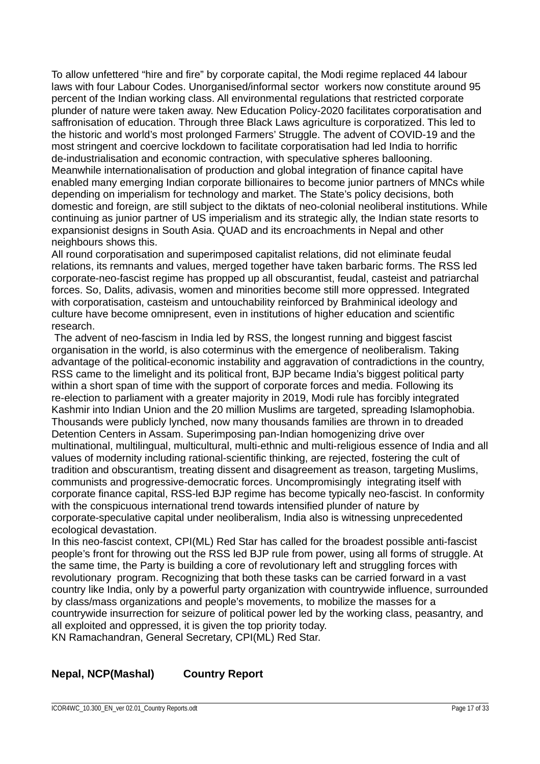To allow unfettered "hire and fire" by corporate capital, the Modi regime replaced 44 labour laws with four Labour Codes. Unorganised/informal sector workers now constitute around 95 percent of the Indian working class. All environmental regulations that restricted corporate plunder of nature were taken away. New Education Policy-2020 facilitates corporatisation and saffronisation of education. Through three Black Laws agriculture is corporatized. This led to the historic and world's most prolonged Farmers' Struggle. The advent of COVID-19 and the most stringent and coercive lockdown to facilitate corporatisation had led India to horrific de-industrialisation and economic contraction, with speculative spheres ballooning. Meanwhile internationalisation of production and global integration of finance capital have enabled many emerging Indian corporate billionaires to become junior partners of MNCs while depending on imperialism for technology and market. The State's policy decisions, both domestic and foreign, are still subject to the diktats of neo-colonial neoliberal institutions. While continuing as junior partner of US imperialism and its strategic ally, the Indian state resorts to expansionist designs in South Asia. QUAD and its encroachments in Nepal and other neighbours shows this.

All round corporatisation and superimposed capitalist relations, did not eliminate feudal relations, its remnants and values, merged together have taken barbaric forms. The RSS led corporate-neo-fascist regime has propped up all obscurantist, feudal, casteist and patriarchal forces. So, Dalits, adivasis, women and minorities become still more oppressed. Integrated with corporatisation, casteism and untouchability reinforced by Brahminical ideology and culture have become omnipresent, even in institutions of higher education and scientific research.

The advent of neo-fascism in India led by RSS, the longest running and biggest fascist organisation in the world, is also coterminus with the emergence of neoliberalism. Taking advantage of the political-economic instability and aggravation of contradictions in the country, RSS came to the limelight and its political front, BJP became India's biggest political party within a short span of time with the support of corporate forces and media. Following its re-election to parliament with a greater majority in 2019, Modi rule has forcibly integrated Kashmir into Indian Union and the 20 million Muslims are targeted, spreading Islamophobia. Thousands were publicly lynched, now many thousands families are thrown in to dreaded Detention Centers in Assam. Superimposing pan-Indian homogenizing drive over multinational, multilingual, multicultural, multi-ethnic and multi-religious essence of India and all values of modernity including rational-scientific thinking, are rejected, fostering the cult of tradition and obscurantism, treating dissent and disagreement as treason, targeting Muslims, communists and progressive-democratic forces. Uncompromisingly integrating itself with corporate finance capital, RSS-led BJP regime has become typically neo-fascist. In conformity with the conspicuous international trend towards intensified plunder of nature by corporate-speculative capital under neoliberalism, India also is witnessing unprecedented ecological devastation.

In this neo-fascist context, CPI(ML) Red Star has called for the broadest possible anti-fascist people's front for throwing out the RSS led BJP rule from power, using all forms of struggle. At the same time, the Party is building a core of revolutionary left and struggling forces with revolutionary program. Recognizing that both these tasks can be carried forward in a vast country like India, only by a powerful party organization with countrywide influence, surrounded by class/mass organizations and people's movements, to mobilize the masses for a countrywide insurrection for seizure of political power led by the working class, peasantry, and all exploited and oppressed, it is given the top priority today.

KN Ramachandran, General Secretary, CPI(ML) Red Star.

## Nepal, NCP(Mashal) Country Report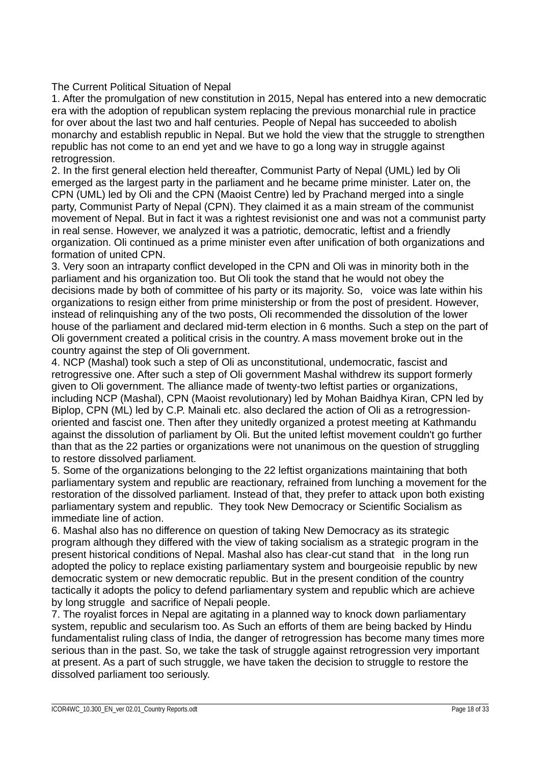## The Current Political Situation of Nepal

1. After the promulgation of new constitution in 2015, Nepal has entered into a new democratic era with the adoption of republican system replacing the previous monarchial rule in practice for over about the last two and half centuries. People of Nepal has succeeded to abolish monarchy and establish republic in Nepal. But we hold the view that the struggle to strengthen republic has not come to an end yet and we have to go a long way in struggle against retrogression.
2. In the first general election held thereafter, Communist Party of Nepal (UML) led by Oli emerged as the largest party in the parliament and he became prime minister. Later on, the CPN (UML) led by Oli and the CPN (Maoist Centre) led by Prachand merged into a single party, Communist Party of Nepal (CPN). They claimed it as a main stream of the communist movement of Nepal. But in fact it was a rightest revisionist one and was not a communist party in real sense. However, we analyzed it was a patriotic, democratic, leftist and a friendly organization. Oli continued as a prime minister even after unification of both organizations and formation of united CPN.
3. Very soon an intraparty conflict developed in the CPN and Oli was in minority both in the parliament and his organization too. But Oli took the stand that he would not obey the decisions made by both of committee of his party or his majority. So,  voice was late within his organizations to resign either from prime ministership or from the post of president. However, instead of relinquishing any of the two posts, Oli recommended the dissolution of the lower house of the parliament and declared mid-term election in 6 months. Such a step on the part of Oli government created a political crisis in the country. A mass movement broke out in the country against the step of Oli government.
4. NCP (Mashal) took such a step of Oli as unconstitutional, undemocratic, fascist and retrogressive one. After such a step of Oli government Mashal withdrew its support formerly given to Oli government. The alliance made of twenty-two leftist parties or organizations, including NCP (Mashal), CPN (Maoist revolutionary) led by Mohan Baidhya Kiran, CPN led by Biplop, CPN (ML) led by C.P. Mainali etc. also declared the action of Oli as a retrogression-oriented and fascist one. Then after they unitedly organized a protest meeting at Kathmandu against the dissolution of parliament by Oli. But the united leftist movement couldn't go further than that as the 22 parties or organizations were not unanimous on the question of struggling to restore dissolved parliament.
5. Some of the organizations belonging to the 22 leftist organizations maintaining that both parliamentary system and republic are reactionary, refrained from lunching a movement for the restoration of the dissolved parliament. Instead of that, they prefer to attack upon both existing parliamentary system and republic. They took New Democracy or Scientific Socialism as immediate line of action.
6. Mashal also has no difference on question of taking New Democracy as its strategic program although they differed with the view of taking socialism as a strategic program in the present historical conditions of Nepal. Mashal also has clear-cut stand that  in the long run adopted the policy to replace existing parliamentary system and bourgeoisie republic by new democratic system or new democratic republic. But in the present condition of the country tactically it adopts the policy to defend parliamentary system and republic which are achieve by long struggle and sacrifice of Nepali people.
7. The royalist forces in Nepal are agitating in a planned way to knock down parliamentary system, republic and secularism too. As Such an efforts of them are being backed by Hindu fundamentalist ruling class of India, the danger of retrogression has become many times more serious than in the past. So, we take the task of struggle against retrogression very important at present. As a part of such struggle, we have taken the decision to struggle to restore the dissolved parliament too seriously.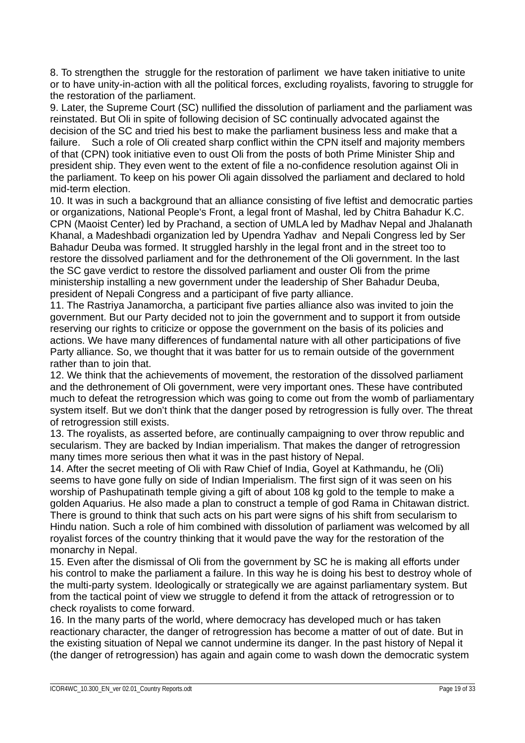8. To strengthen the struggle for the restoration of parliment we have taken initiative to unite or to have unity-in-action with all the political forces, excluding royalists, favoring to struggle for the restoration of the parliament.

9. Later, the Supreme Court (SC) nullified the dissolution of parliament and the parliament was reinstated. But Oli in spite of following decision of SC continually advocated against the decision of the SC and tried his best to make the parliament business less and make that a failure. Such a role of Oli created sharp conflict within the CPN itself and majority members of that (CPN) took initiative even to oust Oli from the posts of both Prime Minister Ship and president ship. They even went to the extent of file a no-confidence resolution against Oli in the parliament. To keep on his power Oli again dissolved the parliament and declared to hold mid-term election.

10. It was in such a background that an alliance consisting of five leftist and democratic parties or organizations, National People's Front, a legal front of Mashal, led by Chitra Bahadur K.C. CPN (Maoist Center) led by Prachand, a section of UMLA led by Madhav Nepal and Jhalanath Khanal, a Madeshbadi organization led by Upendra Yadhav and Nepali Congress led by Ser Bahadur Deuba was formed. It struggled harshly in the legal front and in the street too to restore the dissolved parliament and for the dethronement of the Oli government. In the last the SC gave verdict to restore the dissolved parliament and ouster Oli from the prime ministership installing a new government under the leadership of Sher Bahadur Deuba, president of Nepali Congress and a participant of five party alliance.

11. The Rastriya Janamorcha, a participant five parties alliance also was invited to join the government. But our Party decided not to join the government and to support it from outside reserving our rights to criticize or oppose the government on the basis of its policies and actions. We have many differences of fundamental nature with all other participations of five Party alliance. So, we thought that it was batter for us to remain outside of the government rather than to join that.

12. We think that the achievements of movement, the restoration of the dissolved parliament and the dethronement of Oli government, were very important ones. These have contributed much to defeat the retrogression which was going to come out from the womb of parliamentary system itself. But we don't think that the danger posed by retrogression is fully over. The threat of retrogression still exists.

13. The royalists, as asserted before, are continually campaigning to over throw republic and secularism. They are backed by Indian imperialism. That makes the danger of retrogression many times more serious then what it was in the past history of Nepal.

14. After the secret meeting of Oli with Raw Chief of India, Goyel at Kathmandu, he (Oli) seems to have gone fully on side of Indian Imperialism. The first sign of it was seen on his worship of Pashupatinath temple giving a gift of about 108 kg gold to the temple to make a golden Aquarius. He also made a plan to construct a temple of god Rama in Chitawan district. There is ground to think that such acts on his part were signs of his shift from secularism to Hindu nation. Such a role of him combined with dissolution of parliament was welcomed by all royalist forces of the country thinking that it would pave the way for the restoration of the monarchy in Nepal.

15. Even after the dismissal of Oli from the government by SC he is making all efforts under his control to make the parliament a failure. In this way he is doing his best to destroy whole of the multi-party system. Ideologically or strategically we are against parliamentary system. But from the tactical point of view we struggle to defend it from the attack of retrogression or to check royalists to come forward.

16. In the many parts of the world, where democracy has developed much or has taken reactionary character, the danger of retrogression has become a matter of out of date. But in the existing situation of Nepal we cannot undermine its danger. In the past history of Nepal it (the danger of retrogression) has again and again come to wash down the democratic system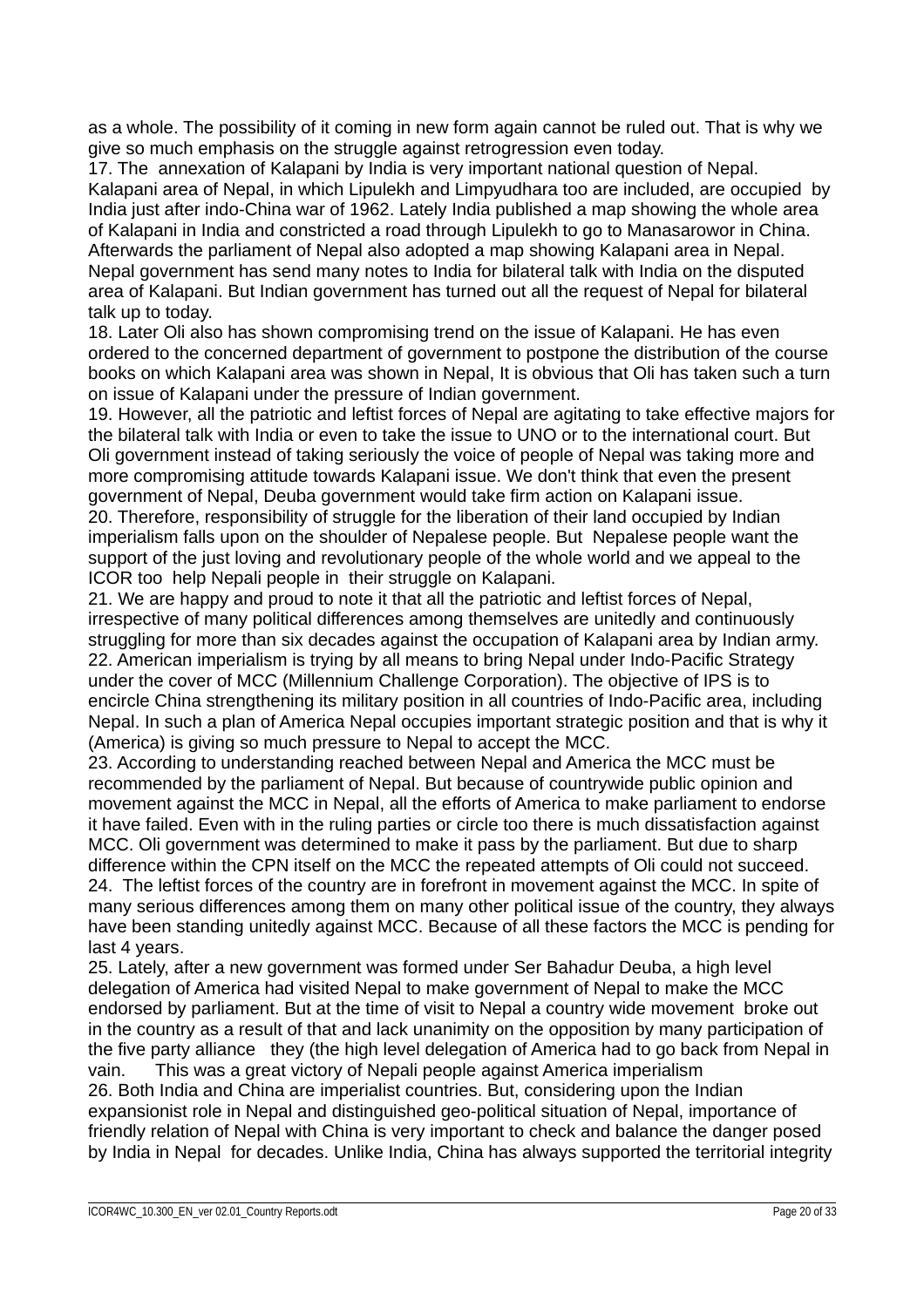as a whole. The possibility of it coming in new form again cannot be ruled out. That is why we give so much emphasis on the struggle against retrogression even today.

17. The annexation of Kalapani by India is very important national question of Nepal. Kalapani area of Nepal, in which Lipulekh and Limpyudhara too are included, are occupied by India just after indo-China war of 1962. Lately India published a map showing the whole area of Kalapani in India and constricted a road through Lipulekh to go to Manasarowor in China. Afterwards the parliament of Nepal also adopted a map showing Kalapani area in Nepal. Nepal government has send many notes to India for bilateral talk with India on the disputed area of Kalapani. But Indian government has turned out all the request of Nepal for bilateral talk up to today.

18. Later Oli also has shown compromising trend on the issue of Kalapani. He has even ordered to the concerned department of government to postpone the distribution of the course books on which Kalapani area was shown in Nepal, It is obvious that Oli has taken such a turn on issue of Kalapani under the pressure of Indian government.

19. However, all the patriotic and leftist forces of Nepal are agitating to take effective majors for the bilateral talk with India or even to take the issue to UNO or to the international court. But Oli government instead of taking seriously the voice of people of Nepal was taking more and more compromising attitude towards Kalapani issue. We don't think that even the present government of Nepal, Deuba government would take firm action on Kalapani issue.

20. Therefore, responsibility of struggle for the liberation of their land occupied by Indian imperialism falls upon on the shoulder of Nepalese people. But Nepalese people want the support of the just loving and revolutionary people of the whole world and we appeal to the ICOR too help Nepali people in their struggle on Kalapani.

21. We are happy and proud to note it that all the patriotic and leftist forces of Nepal, irrespective of many political differences among themselves are unitedly and continuously struggling for more than six decades against the occupation of Kalapani area by Indian army.

22. American imperialism is trying by all means to bring Nepal under Indo-Pacific Strategy under the cover of MCC (Millennium Challenge Corporation). The objective of IPS is to encircle China strengthening its military position in all countries of Indo-Pacific area, including Nepal. In such a plan of America Nepal occupies important strategic position and that is why it (America) is giving so much pressure to Nepal to accept the MCC.

23. According to understanding reached between Nepal and America the MCC must be recommended by the parliament of Nepal. But because of countrywide public opinion and movement against the MCC in Nepal, all the efforts of America to make parliament to endorse it have failed. Even with in the ruling parties or circle too there is much dissatisfaction against MCC. Oli government was determined to make it pass by the parliament. But due to sharp difference within the CPN itself on the MCC the repeated attempts of Oli could not succeed.

24. The leftist forces of the country are in forefront in movement against the MCC. In spite of many serious differences among them on many other political issue of the country, they always have been standing unitedly against MCC. Because of all these factors the MCC is pending for last 4 years.

25. Lately, after a new government was formed under Ser Bahadur Deuba, a high level delegation of America had visited Nepal to make government of Nepal to make the MCC endorsed by parliament. But at the time of visit to Nepal a country wide movement broke out in the country as a result of that and lack unanimity on the opposition by many participation of the five party alliance they (the high level delegation of America had to go back from Nepal in vain. This was a great victory of Nepali people against America imperialism

26. Both India and China are imperialist countries. But, considering upon the Indian expansionist role in Nepal and distinguished geo-political situation of Nepal, importance of friendly relation of Nepal with China is very important to check and balance the danger posed by India in Nepal for decades. Unlike India, China has always supported the territorial integrity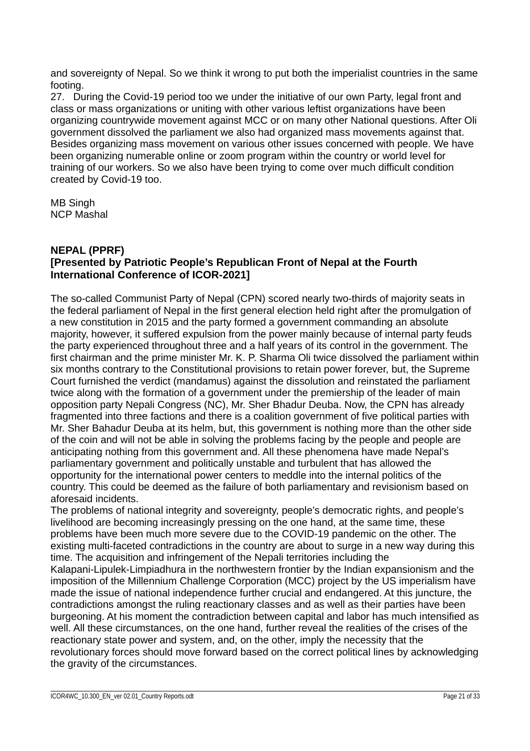and sovereignty of Nepal. So we think it wrong to put both the imperialist countries in the same footing.

27. During the Covid-19 period too we under the initiative of our own Party, legal front and class or mass organizations or uniting with other various leftist organizations have been organizing countrywide movement against MCC or on many other National questions. After Oli government dissolved the parliament we also had organized mass movements against that. Besides organizing mass movement on various other issues concerned with people. We have been organizing numerable online or zoom program within the country or world level for training of our workers. So we also have been trying to come over much difficult condition created by Covid-19 too.

MB Singh
NCP Mashal

**NEPAL (PPRF)**
**[Presented by Patriotic People's Republican Front of Nepal at the Fourth International Conference of ICOR-2021]**

The so-called Communist Party of Nepal (CPN) scored nearly two-thirds of majority seats in the federal parliament of Nepal in the first general election held right after the promulgation of a new constitution in 2015 and the party formed a government commanding an absolute majority, however, it suffered expulsion from the power mainly because of internal party feuds the party experienced throughout three and a half years of its control in the government. The first chairman and the prime minister Mr. K. P. Sharma Oli twice dissolved the parliament within six months contrary to the Constitutional provisions to retain power forever, but, the Supreme Court furnished the verdict (mandamus) against the dissolution and reinstated the parliament twice along with the formation of a government under the premiership of the leader of main opposition party Nepali Congress (NC), Mr. Sher Bhadur Deuba. Now, the CPN has already fragmented into three factions and there is a coalition government of five political parties with Mr. Sher Bahadur Deuba at its helm, but, this government is nothing more than the other side of the coin and will not be able in solving the problems facing by the people and people are anticipating nothing from this government and. All these phenomena have made Nepal's parliamentary government and politically unstable and turbulent that has allowed the opportunity for the international power centers to meddle into the internal politics of the country. This could be deemed as the failure of both parliamentary and revisionism based on aforesaid incidents.

The problems of national integrity and sovereignty, people's democratic rights, and people's livelihood are becoming increasingly pressing on the one hand, at the same time, these problems have been much more severe due to the COVID-19 pandemic on the other. The existing multi-faceted contradictions in the country are about to surge in a new way during this time. The acquisition and infringement of the Nepali territories including the Kalapani-Lipulek-Limpiadhura in the northwestern frontier by the Indian expansionism and the imposition of the Millennium Challenge Corporation (MCC) project by the US imperialism have made the issue of national independence further crucial and endangered. At this juncture, the contradictions amongst the ruling reactionary classes and as well as their parties have been burgeoning. At his moment the contradiction between capital and labor has much intensified as well. All these circumstances, on the one hand, further reveal the realities of the crises of the reactionary state power and system, and, on the other, imply the necessity that the revolutionary forces should move forward based on the correct political lines by acknowledging the gravity of the circumstances.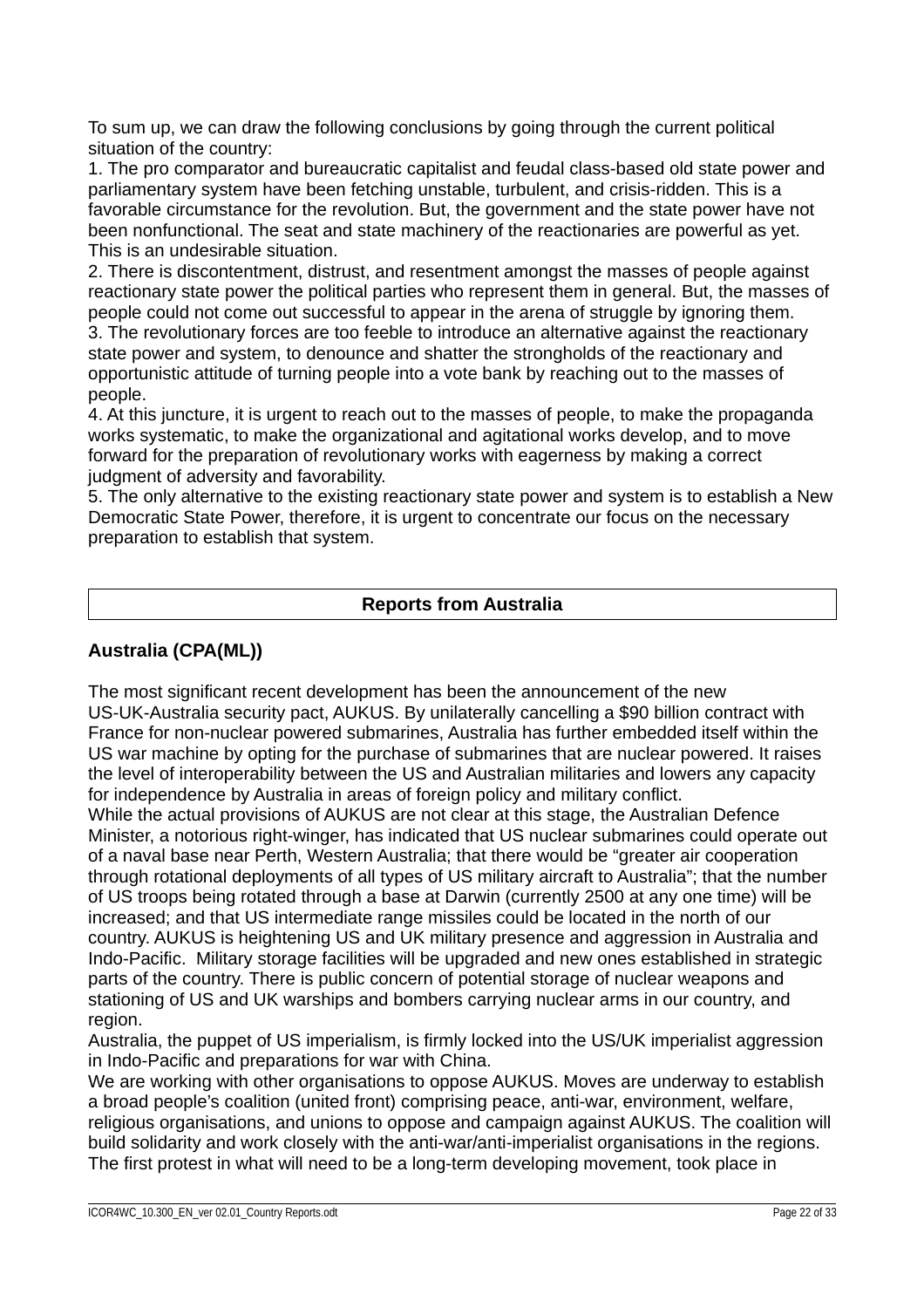To sum up, we can draw the following conclusions by going through the current political situation of the country:

1. The pro comparator and bureaucratic capitalist and feudal class-based old state power and parliamentary system have been fetching unstable, turbulent, and crisis-ridden. This is a favorable circumstance for the revolution. But, the government and the state power have not been nonfunctional. The seat and state machinery of the reactionaries are powerful as yet. This is an undesirable situation.
2. There is discontentment, distrust, and resentment amongst the masses of people against reactionary state power the political parties who represent them in general. But, the masses of people could not come out successful to appear in the arena of struggle by ignoring them.
3. The revolutionary forces are too feeble to introduce an alternative against the reactionary state power and system, to denounce and shatter the strongholds of the reactionary and opportunistic attitude of turning people into a vote bank by reaching out to the masses of people.
4. At this juncture, it is urgent to reach out to the masses of people, to make the propaganda works systematic, to make the organizational and agitational works develop, and to move forward for the preparation of revolutionary works with eagerness by making a correct judgment of adversity and favorability.
5. The only alternative to the existing reactionary state power and system is to establish a New Democratic State Power, therefore, it is urgent to concentrate our focus on the necessary preparation to establish that system.

## Reports from Australia

### Australia (CPA(ML))

The most significant recent development has been the announcement of the new US-UK-Australia security pact, AUKUS. By unilaterally cancelling a $90 billion contract with France for non-nuclear powered submarines, Australia has further embedded itself within the US war machine by opting for the purchase of submarines that are nuclear powered. It raises the level of interoperability between the US and Australian militaries and lowers any capacity for independence by Australia in areas of foreign policy and military conflict.

While the actual provisions of AUKUS are not clear at this stage, the Australian Defence Minister, a notorious right-winger, has indicated that US nuclear submarines could operate out of a naval base near Perth, Western Australia; that there would be “greater air cooperation through rotational deployments of all types of US military aircraft to Australia”; that the number of US troops being rotated through a base at Darwin (currently 2500 at any one time) will be increased; and that US intermediate range missiles could be located in the north of our country. AUKUS is heightening US and UK military presence and aggression in Australia and Indo-Pacific. Military storage facilities will be upgraded and new ones established in strategic parts of the country. There is public concern of potential storage of nuclear weapons and stationing of US and UK warships and bombers carrying nuclear arms in our country, and region.

Australia, the puppet of US imperialism, is firmly locked into the US/UK imperialist aggression in Indo-Pacific and preparations for war with China.

We are working with other organisations to oppose AUKUS. Moves are underway to establish a broad people’s coalition (united front) comprising peace, anti-war, environment, welfare, religious organisations, and unions to oppose and campaign against AUKUS. The coalition will build solidarity and work closely with the anti-war/anti-imperialist organisations in the regions. The first protest in what will need to be a long-term developing movement, took place in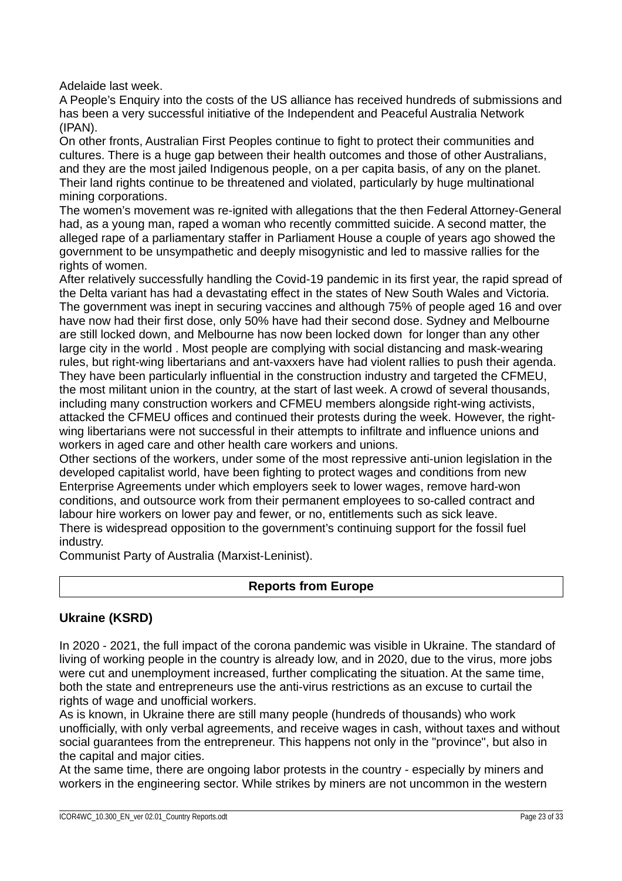Adelaide last week.

A People's Enquiry into the costs of the US alliance has received hundreds of submissions and has been a very successful initiative of the Independent and Peaceful Australia Network (IPAN).

On other fronts, Australian First Peoples continue to fight to protect their communities and cultures. There is a huge gap between their health outcomes and those of other Australians, and they are the most jailed Indigenous people, on a per capita basis, of any on the planet. Their land rights continue to be threatened and violated, particularly by huge multinational mining corporations.

The women's movement was re-ignited with allegations that the then Federal Attorney-General had, as a young man, raped a woman who recently committed suicide. A second matter, the alleged rape of a parliamentary staffer in Parliament House a couple of years ago showed the government to be unsympathetic and deeply misogynistic and led to massive rallies for the rights of women.

After relatively successfully handling the Covid-19 pandemic in its first year, the rapid spread of the Delta variant has had a devastating effect in the states of New South Wales and Victoria. The government was inept in securing vaccines and although 75% of people aged 16 and over have now had their first dose, only 50% have had their second dose. Sydney and Melbourne are still locked down, and Melbourne has now been locked down  for longer than any other large city in the world . Most people are complying with social distancing and mask-wearing rules, but right-wing libertarians and ant-vaxxers have had violent rallies to push their agenda. They have been particularly influential in the construction industry and targeted the CFMEU, the most militant union in the country, at the start of last week. A crowd of several thousands, including many construction workers and CFMEU members alongside right-wing activists, attacked the CFMEU offices and continued their protests during the week. However, the right-wing libertarians were not successful in their attempts to infiltrate and influence unions and workers in aged care and other health care workers and unions.

Other sections of the workers, under some of the most repressive anti-union legislation in the developed capitalist world, have been fighting to protect wages and conditions from new Enterprise Agreements under which employers seek to lower wages, remove hard-won conditions, and outsource work from their permanent employees to so-called contract and labour hire workers on lower pay and fewer, or no, entitlements such as sick leave.

There is widespread opposition to the government's continuing support for the fossil fuel industry.

Communist Party of Australia (Marxist-Leninist).

## Reports from Europe

### Ukraine (KSRD)

In 2020 - 2021, the full impact of the corona pandemic was visible in Ukraine. The standard of living of working people in the country is already low, and in 2020, due to the virus, more jobs were cut and unemployment increased, further complicating the situation. At the same time, both the state and entrepreneurs use the anti-virus restrictions as an excuse to curtail the rights of wage and unofficial workers.

As is known, in Ukraine there are still many people (hundreds of thousands) who work unofficially, with only verbal agreements, and receive wages in cash, without taxes and without social guarantees from the entrepreneur. This happens not only in the "province", but also in the capital and major cities.

At the same time, there are ongoing labor protests in the country - especially by miners and workers in the engineering sector. While strikes by miners are not uncommon in the western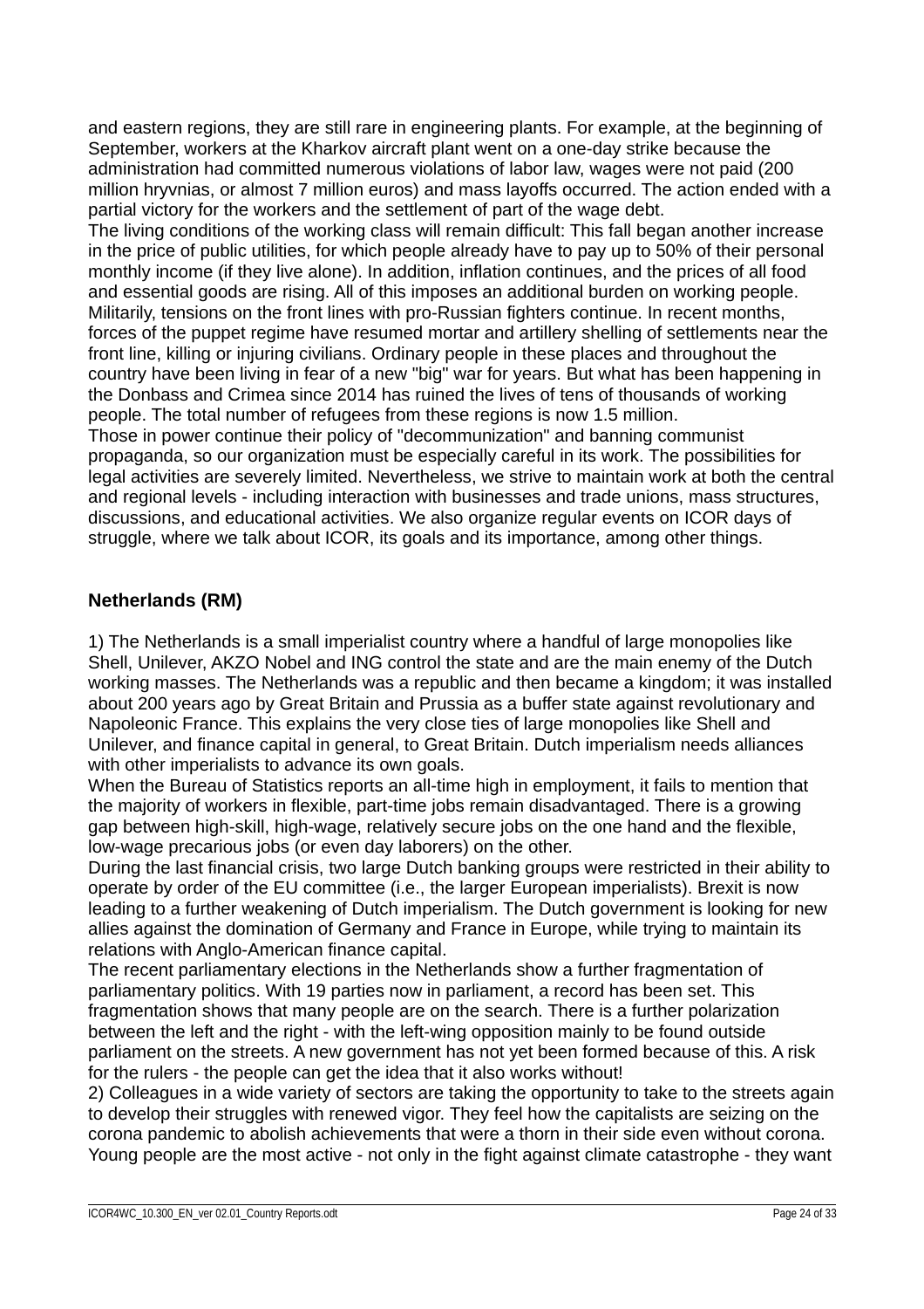and eastern regions, they are still rare in engineering plants. For example, at the beginning of September, workers at the Kharkov aircraft plant went on a one-day strike because the administration had committed numerous violations of labor law, wages were not paid (200 million hryvnias, or almost 7 million euros) and mass layoffs occurred. The action ended with a partial victory for the workers and the settlement of part of the wage debt.
The living conditions of the working class will remain difficult: This fall began another increase in the price of public utilities, for which people already have to pay up to 50% of their personal monthly income (if they live alone). In addition, inflation continues, and the prices of all food and essential goods are rising. All of this imposes an additional burden on working people.
Militarily, tensions on the front lines with pro-Russian fighters continue. In recent months, forces of the puppet regime have resumed mortar and artillery shelling of settlements near the front line, killing or injuring civilians. Ordinary people in these places and throughout the country have been living in fear of a new "big" war for years. But what has been happening in the Donbass and Crimea since 2014 has ruined the lives of tens of thousands of working people. The total number of refugees from these regions is now 1.5 million.
Those in power continue their policy of "decommunization" and banning communist propaganda, so our organization must be especially careful in its work. The possibilities for legal activities are severely limited. Nevertheless, we strive to maintain work at both the central and regional levels - including interaction with businesses and trade unions, mass structures, discussions, and educational activities. We also organize regular events on ICOR days of struggle, where we talk about ICOR, its goals and its importance, among other things.

## Netherlands (RM)

1) The Netherlands is a small imperialist country where a handful of large monopolies like Shell, Unilever, AKZO Nobel and ING control the state and are the main enemy of the Dutch working masses. The Netherlands was a republic and then became a kingdom; it was installed about 200 years ago by Great Britain and Prussia as a buffer state against revolutionary and Napoleonic France. This explains the very close ties of large monopolies like Shell and Unilever, and finance capital in general, to Great Britain. Dutch imperialism needs alliances with other imperialists to advance its own goals.
When the Bureau of Statistics reports an all-time high in employment, it fails to mention that the majority of workers in flexible, part-time jobs remain disadvantaged. There is a growing gap between high-skill, high-wage, relatively secure jobs on the one hand and the flexible, low-wage precarious jobs (or even day laborers) on the other.
During the last financial crisis, two large Dutch banking groups were restricted in their ability to operate by order of the EU committee (i.e., the larger European imperialists). Brexit is now leading to a further weakening of Dutch imperialism. The Dutch government is looking for new allies against the domination of Germany and France in Europe, while trying to maintain its relations with Anglo-American finance capital.
The recent parliamentary elections in the Netherlands show a further fragmentation of parliamentary politics. With 19 parties now in parliament, a record has been set. This fragmentation shows that many people are on the search. There is a further polarization between the left and the right - with the left-wing opposition mainly to be found outside parliament on the streets. A new government has not yet been formed because of this. A risk for the rulers - the people can get the idea that it also works without!
2) Colleagues in a wide variety of sectors are taking the opportunity to take to the streets again to develop their struggles with renewed vigor. They feel how the capitalists are seizing on the corona pandemic to abolish achievements that were a thorn in their side even without corona. Young people are the most active - not only in the fight against climate catastrophe - they want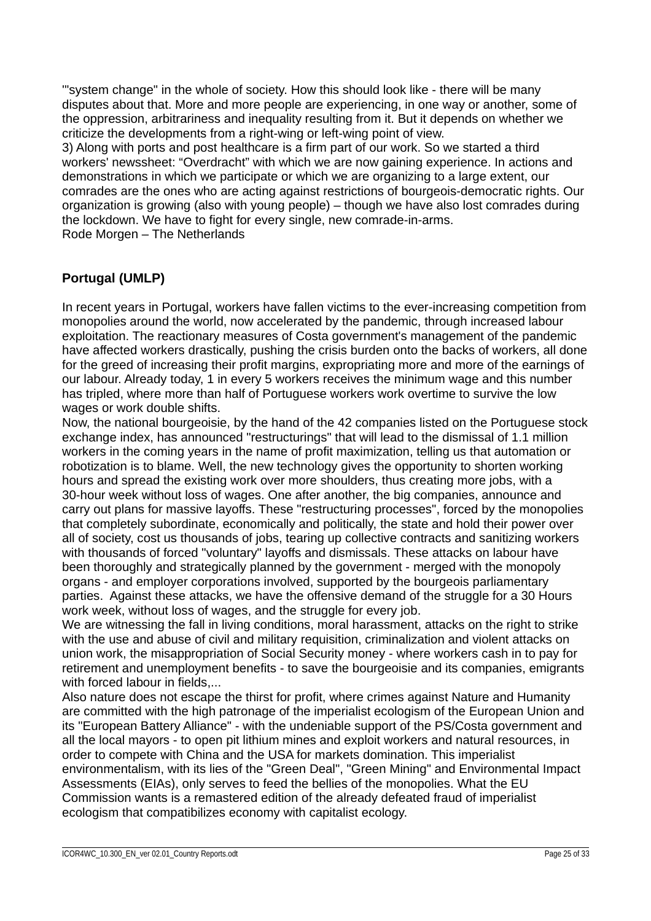'"system change" in the whole of society. How this should look like - there will be many disputes about that. More and more people are experiencing, in one way or another, some of the oppression, arbitrariness and inequality resulting from it. But it depends on whether we criticize the developments from a right-wing or left-wing point of view.
3) Along with ports and post healthcare is a firm part of our work. So we started a third workers' newssheet: "Overdracht" with which we are now gaining experience. In actions and demonstrations in which we participate or which we are organizing to a large extent, our comrades are the ones who are acting against restrictions of bourgeois-democratic rights. Our organization is growing (also with young people) – though we have also lost comrades during the lockdown. We have to fight for every single, new comrade-in-arms.
Rode Morgen – The Netherlands

### Portugal (UMLP)

In recent years in Portugal, workers have fallen victims to the ever-increasing competition from monopolies around the world, now accelerated by the pandemic, through increased labour exploitation. The reactionary measures of Costa government's management of the pandemic have affected workers drastically, pushing the crisis burden onto the backs of workers, all done for the greed of increasing their profit margins, expropriating more and more of the earnings of our labour. Already today, 1 in every 5 workers receives the minimum wage and this number has tripled, where more than half of Portuguese workers work overtime to survive the low wages or work double shifts.
Now, the national bourgeoisie, by the hand of the 42 companies listed on the Portuguese stock exchange index, has announced "restructurings" that will lead to the dismissal of 1.1 million workers in the coming years in the name of profit maximization, telling us that automation or robotization is to blame. Well, the new technology gives the opportunity to shorten working hours and spread the existing work over more shoulders, thus creating more jobs, with a 30-hour week without loss of wages. One after another, the big companies, announce and carry out plans for massive layoffs. These "restructuring processes", forced by the monopolies that completely subordinate, economically and politically, the state and hold their power over all of society, cost us thousands of jobs, tearing up collective contracts and sanitizing workers with thousands of forced "voluntary" layoffs and dismissals. These attacks on labour have been thoroughly and strategically planned by the government - merged with the monopoly organs - and employer corporations involved, supported by the bourgeois parliamentary parties. Against these attacks, we have the offensive demand of the struggle for a 30 Hours work week, without loss of wages, and the struggle for every job.
We are witnessing the fall in living conditions, moral harassment, attacks on the right to strike with the use and abuse of civil and military requisition, criminalization and violent attacks on union work, the misappropriation of Social Security money - where workers cash in to pay for retirement and unemployment benefits - to save the bourgeoisie and its companies, emigrants with forced labour in fields,...
Also nature does not escape the thirst for profit, where crimes against Nature and Humanity are committed with the high patronage of the imperialist ecologism of the European Union and its "European Battery Alliance" - with the undeniable support of the PS/Costa government and all the local mayors - to open pit lithium mines and exploit workers and natural resources, in order to compete with China and the USA for markets domination. This imperialist environmentalism, with its lies of the "Green Deal", "Green Mining" and Environmental Impact Assessments (EIAs), only serves to feed the bellies of the monopolies. What the EU Commission wants is a remastered edition of the already defeated fraud of imperialist ecologism that compatibilizes economy with capitalist ecology.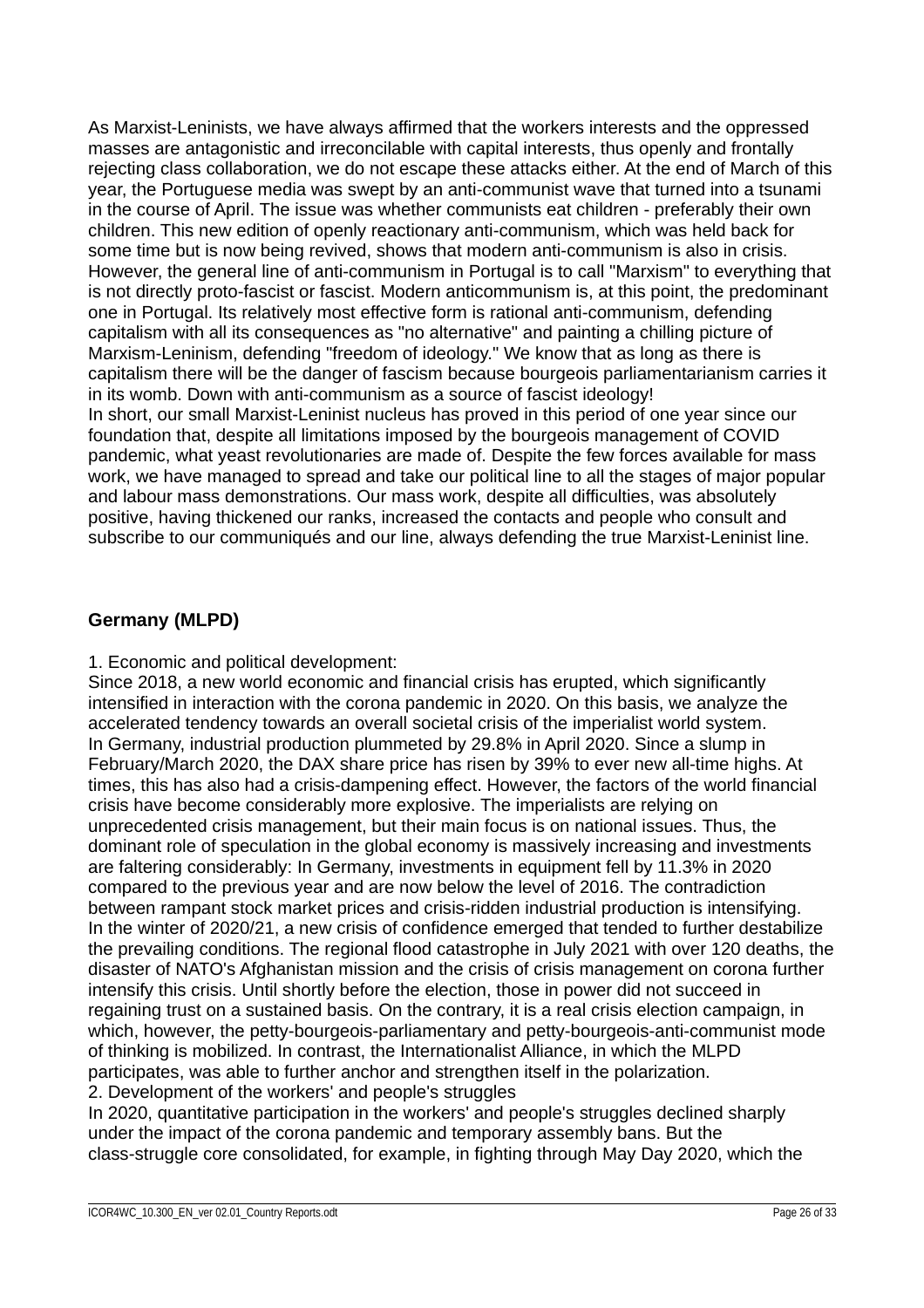As Marxist-Leninists, we have always affirmed that the workers interests and the oppressed masses are antagonistic and irreconcilable with capital interests, thus openly and frontally rejecting class collaboration, we do not escape these attacks either. At the end of March of this year, the Portuguese media was swept by an anti-communist wave that turned into a tsunami in the course of April. The issue was whether communists eat children - preferably their own children. This new edition of openly reactionary anti-communism, which was held back for some time but is now being revived, shows that modern anti-communism is also in crisis. However, the general line of anti-communism in Portugal is to call "Marxism" to everything that is not directly proto-fascist or fascist. Modern anticommunism is, at this point, the predominant one in Portugal. Its relatively most effective form is rational anti-communism, defending capitalism with all its consequences as "no alternative" and painting a chilling picture of Marxism-Leninism, defending "freedom of ideology." We know that as long as there is capitalism there will be the danger of fascism because bourgeois parliamentarianism carries it in its womb. Down with anti-communism as a source of fascist ideology!
In short, our small Marxist-Leninist nucleus has proved in this period of one year since our foundation that, despite all limitations imposed by the bourgeois management of COVID pandemic, what yeast revolutionaries are made of. Despite the few forces available for mass work, we have managed to spread and take our political line to all the stages of major popular and labour mass demonstrations. Our mass work, despite all difficulties, was absolutely positive, having thickened our ranks, increased the contacts and people who consult and subscribe to our communiqués and our line, always defending the true Marxist-Leninist line.

## Germany (MLPD)

1. Economic and political development:
Since 2018, a new world economic and financial crisis has erupted, which significantly intensified in interaction with the corona pandemic in 2020. On this basis, we analyze the accelerated tendency towards an overall societal crisis of the imperialist world system.
In Germany, industrial production plummeted by 29.8% in April 2020. Since a slump in February/March 2020, the DAX share price has risen by 39% to ever new all-time highs. At times, this has also had a crisis-dampening effect. However, the factors of the world financial crisis have become considerably more explosive. The imperialists are relying on unprecedented crisis management, but their main focus is on national issues. Thus, the dominant role of speculation in the global economy is massively increasing and investments are faltering considerably: In Germany, investments in equipment fell by 11.3% in 2020 compared to the previous year and are now below the level of 2016. The contradiction between rampant stock market prices and crisis-ridden industrial production is intensifying.
In the winter of 2020/21, a new crisis of confidence emerged that tended to further destabilize the prevailing conditions. The regional flood catastrophe in July 2021 with over 120 deaths, the disaster of NATO's Afghanistan mission and the crisis of crisis management on corona further intensify this crisis. Until shortly before the election, those in power did not succeed in regaining trust on a sustained basis. On the contrary, it is a real crisis election campaign, in which, however, the petty-bourgeois-parliamentary and petty-bourgeois-anti-communist mode of thinking is mobilized. In contrast, the Internationalist Alliance, in which the MLPD participates, was able to further anchor and strengthen itself in the polarization.
2. Development of the workers' and people's struggles
In 2020, quantitative participation in the workers' and people's struggles declined sharply under the impact of the corona pandemic and temporary assembly bans. But the class-struggle core consolidated, for example, in fighting through May Day 2020, which the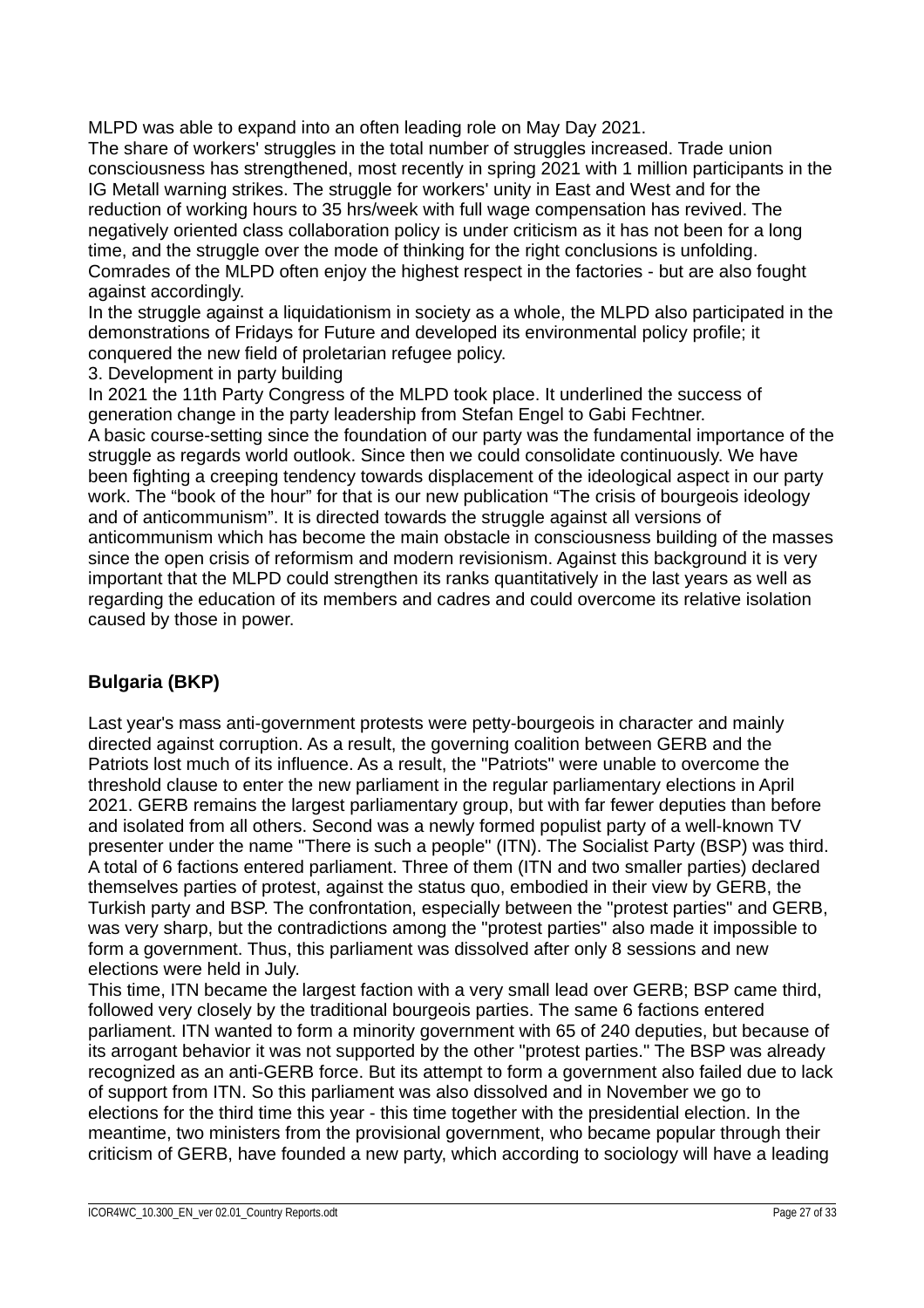MLPD was able to expand into an often leading role on May Day 2021.
The share of workers' struggles in the total number of struggles increased. Trade union consciousness has strengthened, most recently in spring 2021 with 1 million participants in the IG Metall warning strikes. The struggle for workers' unity in East and West and for the reduction of working hours to 35 hrs/week with full wage compensation has revived. The negatively oriented class collaboration policy is under criticism as it has not been for a long time, and the struggle over the mode of thinking for the right conclusions is unfolding. Comrades of the MLPD often enjoy the highest respect in the factories - but are also fought against accordingly.
In the struggle against a liquidationism in society as a whole, the MLPD also participated in the demonstrations of Fridays for Future and developed its environmental policy profile; it conquered the new field of proletarian refugee policy.
3. Development in party building
In 2021 the 11th Party Congress of the MLPD took place. It underlined the success of generation change in the party leadership from Stefan Engel to Gabi Fechtner.
A basic course-setting since the foundation of our party was the fundamental importance of the struggle as regards world outlook. Since then we could consolidate continuously. We have been fighting a creeping tendency towards displacement of the ideological aspect in our party work. The "book of the hour" for that is our new publication "The crisis of bourgeois ideology and of anticommunism". It is directed towards the struggle against all versions of anticommunism which has become the main obstacle in consciousness building of the masses since the open crisis of reformism and modern revisionism. Against this background it is very important that the MLPD could strengthen its ranks quantitatively in the last years as well as regarding the education of its members and cadres and could overcome its relative isolation caused by those in power.

## Bulgaria (BKP)

Last year's mass anti-government protests were petty-bourgeois in character and mainly directed against corruption. As a result, the governing coalition between GERB and the Patriots lost much of its influence. As a result, the "Patriots" were unable to overcome the threshold clause to enter the new parliament in the regular parliamentary elections in April 2021. GERB remains the largest parliamentary group, but with far fewer deputies than before and isolated from all others. Second was a newly formed populist party of a well-known TV presenter under the name "There is such a people" (ITN). The Socialist Party (BSP) was third. A total of 6 factions entered parliament. Three of them (ITN and two smaller parties) declared themselves parties of protest, against the status quo, embodied in their view by GERB, the Turkish party and BSP. The confrontation, especially between the "protest parties" and GERB, was very sharp, but the contradictions among the "protest parties" also made it impossible to form a government. Thus, this parliament was dissolved after only 8 sessions and new elections were held in July.
This time, ITN became the largest faction with a very small lead over GERB; BSP came third, followed very closely by the traditional bourgeois parties. The same 6 factions entered parliament. ITN wanted to form a minority government with 65 of 240 deputies, but because of its arrogant behavior it was not supported by the other "protest parties." The BSP was already recognized as an anti-GERB force. But its attempt to form a government also failed due to lack of support from ITN. So this parliament was also dissolved and in November we go to elections for the third time this year - this time together with the presidential election. In the meantime, two ministers from the provisional government, who became popular through their criticism of GERB, have founded a new party, which according to sociology will have a leading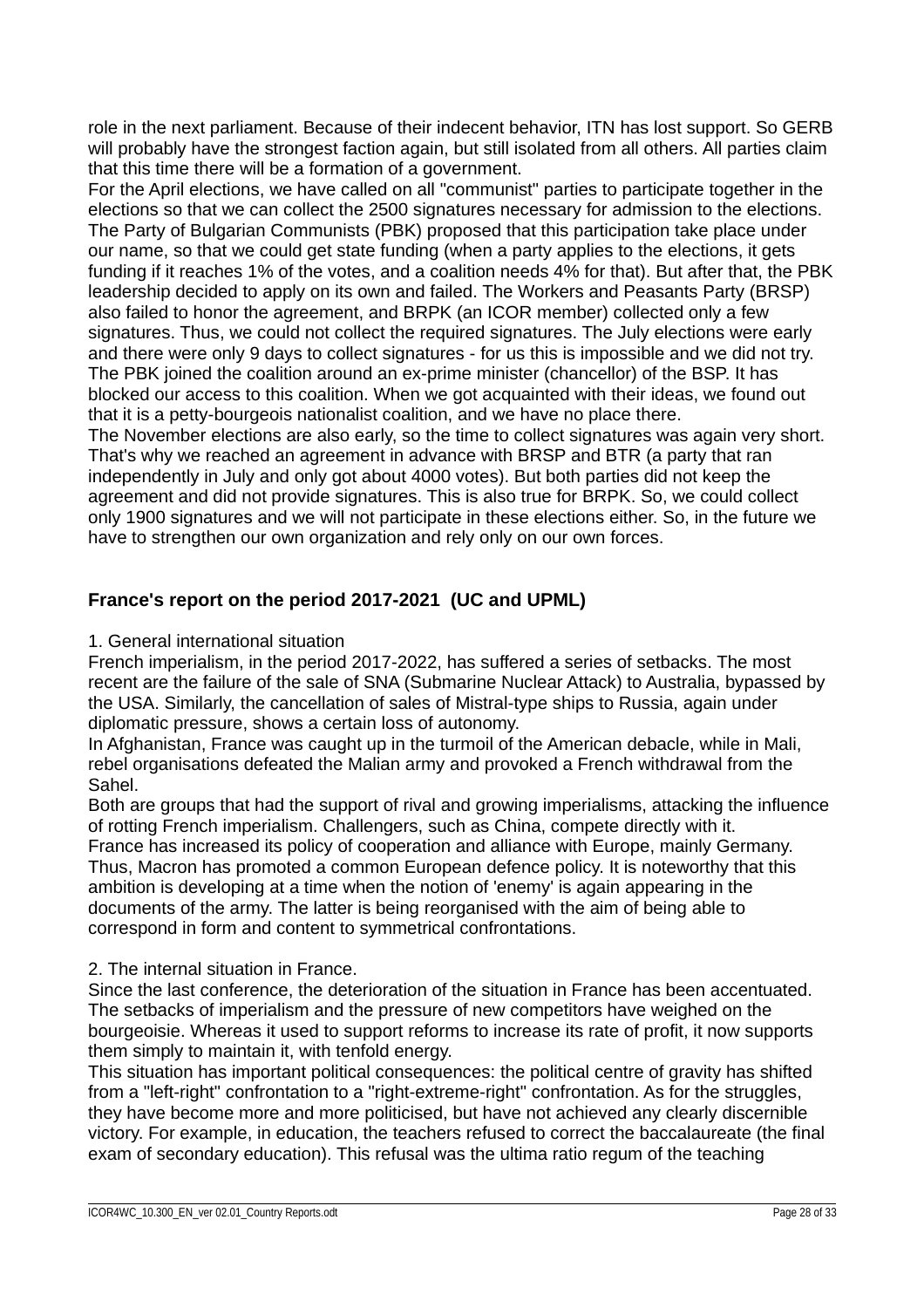role in the next parliament. Because of their indecent behavior, ITN has lost support. So GERB will probably have the strongest faction again, but still isolated from all others. All parties claim that this time there will be a formation of a government.
For the April elections, we have called on all "communist" parties to participate together in the elections so that we can collect the 2500 signatures necessary for admission to the elections. The Party of Bulgarian Communists (PBK) proposed that this participation take place under our name, so that we could get state funding (when a party applies to the elections, it gets funding if it reaches 1% of the votes, and a coalition needs 4% for that). But after that, the PBK leadership decided to apply on its own and failed. The Workers and Peasants Party (BRSP) also failed to honor the agreement, and BRPK (an ICOR member) collected only a few signatures. Thus, we could not collect the required signatures. The July elections were early and there were only 9 days to collect signatures - for us this is impossible and we did not try. The PBK joined the coalition around an ex-prime minister (chancellor) of the BSP. It has blocked our access to this coalition. When we got acquainted with their ideas, we found out that it is a petty-bourgeois nationalist coalition, and we have no place there.
The November elections are also early, so the time to collect signatures was again very short. That's why we reached an agreement in advance with BRSP and BTR (a party that ran independently in July and only got about 4000 votes). But both parties did not keep the agreement and did not provide signatures. This is also true for BRPK. So, we could collect only 1900 signatures and we will not participate in these elections either. So, in the future we have to strengthen our own organization and rely only on our own forces.

## France's report on the period 2017-2021 (UC and UPML)

1. General international situation
French imperialism, in the period 2017-2022, has suffered a series of setbacks. The most recent are the failure of the sale of SNA (Submarine Nuclear Attack) to Australia, bypassed by the USA. Similarly, the cancellation of sales of Mistral-type ships to Russia, again under diplomatic pressure, shows a certain loss of autonomy.
In Afghanistan, France was caught up in the turmoil of the American debacle, while in Mali, rebel organisations defeated the Malian army and provoked a French withdrawal from the Sahel.
Both are groups that had the support of rival and growing imperialisms, attacking the influence of rotting French imperialism. Challengers, such as China, compete directly with it.
France has increased its policy of cooperation and alliance with Europe, mainly Germany. Thus, Macron has promoted a common European defence policy. It is noteworthy that this ambition is developing at a time when the notion of 'enemy' is again appearing in the documents of the army. The latter is being reorganised with the aim of being able to correspond in form and content to symmetrical confrontations.

2. The internal situation in France.
Since the last conference, the deterioration of the situation in France has been accentuated. The setbacks of imperialism and the pressure of new competitors have weighed on the bourgeoisie. Whereas it used to support reforms to increase its rate of profit, it now supports them simply to maintain it, with tenfold energy.
This situation has important political consequences: the political centre of gravity has shifted from a "left-right" confrontation to a "right-extreme-right" confrontation. As for the struggles, they have become more and more politicised, but have not achieved any clearly discernible victory. For example, in education, the teachers refused to correct the baccalaureate (the final exam of secondary education). This refusal was the ultima ratio regum of the teaching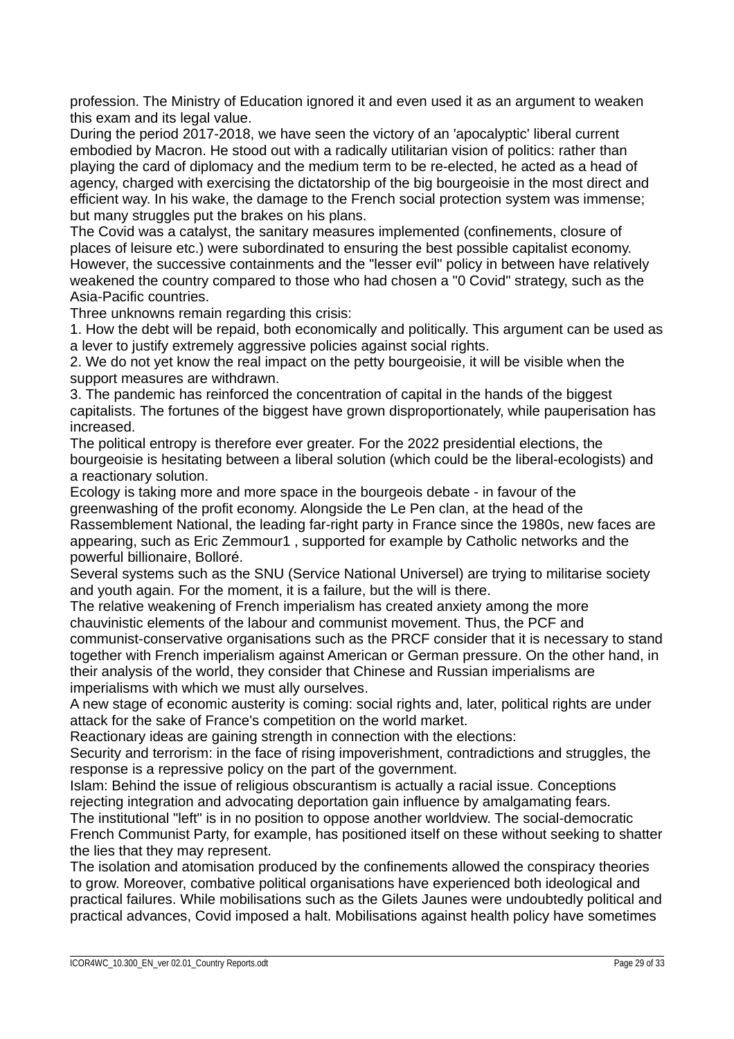profession. The Ministry of Education ignored it and even used it as an argument to weaken this exam and its legal value.

During the period 2017-2018, we have seen the victory of an 'apocalyptic' liberal current embodied by Macron. He stood out with a radically utilitarian vision of politics: rather than playing the card of diplomacy and the medium term to be re-elected, he acted as a head of agency, charged with exercising the dictatorship of the big bourgeoisie in the most direct and efficient way. In his wake, the damage to the French social protection system was immense; but many struggles put the brakes on his plans.

The Covid was a catalyst, the sanitary measures implemented (confinements, closure of places of leisure etc.) were subordinated to ensuring the best possible capitalist economy. However, the successive containments and the "lesser evil" policy in between have relatively weakened the country compared to those who had chosen a "0 Covid" strategy, such as the Asia-Pacific countries.

Three unknowns remain regarding this crisis:

1. How the debt will be repaid, both economically and politically. This argument can be used as a lever to justify extremely aggressive policies against social rights.
2. We do not yet know the real impact on the petty bourgeoisie, it will be visible when the support measures are withdrawn.
3. The pandemic has reinforced the concentration of capital in the hands of the biggest capitalists. The fortunes of the biggest have grown disproportionately, while pauperisation has increased.

The political entropy is therefore ever greater. For the 2022 presidential elections, the bourgeoisie is hesitating between a liberal solution (which could be the liberal-ecologists) and a reactionary solution.

Ecology is taking more and more space in the bourgeois debate - in favour of the greenwashing of the profit economy. Alongside the Le Pen clan, at the head of the Rassemblement National, the leading far-right party in France since the 1980s, new faces are appearing, such as Eric Zemmour[1] , supported for example by Catholic networks and the powerful billionaire, Bolloré.

Several systems such as the SNU (Service National Universel) are trying to militarise society and youth again. For the moment, it is a failure, but the will is there.

The relative weakening of French imperialism has created anxiety among the more chauvinistic elements of the labour and communist movement. Thus, the PCF and communist-conservative organisations such as the PRCF consider that it is necessary to stand together with French imperialism against American or German pressure. On the other hand, in their analysis of the world, they consider that Chinese and Russian imperialisms are imperialisms with which we must ally ourselves.

A new stage of economic austerity is coming: social rights and, later, political rights are under attack for the sake of France's competition on the world market.

Reactionary ideas are gaining strength in connection with the elections:

Security and terrorism: in the face of rising impoverishment, contradictions and struggles, the response is a repressive policy on the part of the government.

Islam: Behind the issue of religious obscurantism is actually a racial issue. Conceptions rejecting integration and advocating deportation gain influence by amalgamating fears.

The institutional "left" is in no position to oppose another worldview. The social-democratic French Communist Party, for example, has positioned itself on these without seeking to shatter the lies that they may represent.

The isolation and atomisation produced by the confinements allowed the conspiracy theories to grow. Moreover, combative political organisations have experienced both ideological and practical failures. While mobilisations such as the Gilets Jaunes were undoubtedly political and practical advances, Covid imposed a halt. Mobilisations against health policy have sometimes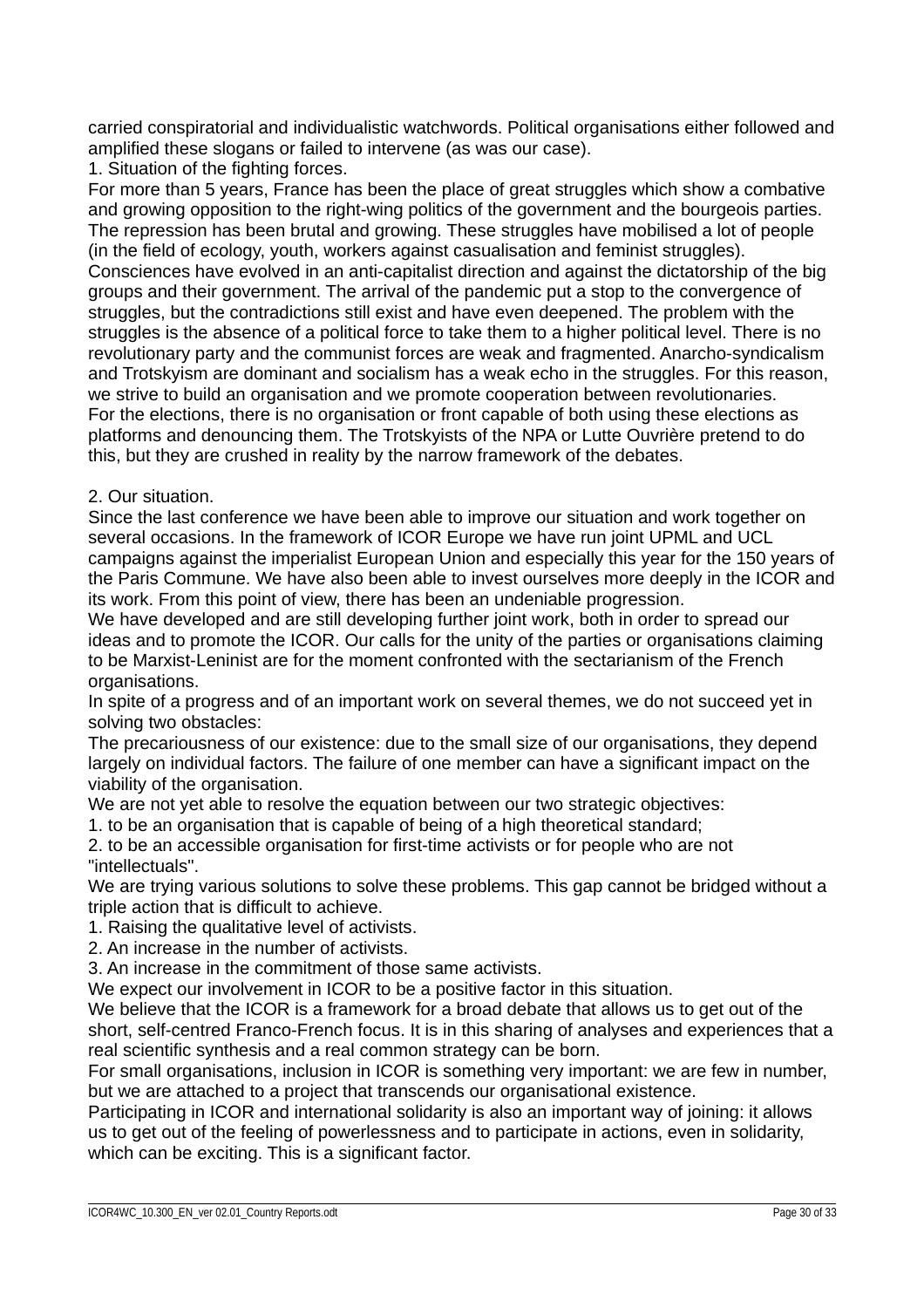carried conspiratorial and individualistic watchwords. Political organisations either followed and amplified these slogans or failed to intervene (as was our case).

1. Situation of the fighting forces.

For more than 5 years, France has been the place of great struggles which show a combative and growing opposition to the right-wing politics of the government and the bourgeois parties. The repression has been brutal and growing. These struggles have mobilised a lot of people (in the field of ecology, youth, workers against casualisation and feminist struggles). Consciences have evolved in an anti-capitalist direction and against the dictatorship of the big groups and their government. The arrival of the pandemic put a stop to the convergence of struggles, but the contradictions still exist and have even deepened. The problem with the struggles is the absence of a political force to take them to a higher political level. There is no revolutionary party and the communist forces are weak and fragmented. Anarcho-syndicalism and Trotskyism are dominant and socialism has a weak echo in the struggles. For this reason, we strive to build an organisation and we promote cooperation between revolutionaries.

For the elections, there is no organisation or front capable of both using these elections as platforms and denouncing them. The Trotskyists of the NPA or Lutte Ouvrière pretend to do this, but they are crushed in reality by the narrow framework of the debates.

2. Our situation.

Since the last conference we have been able to improve our situation and work together on several occasions. In the framework of ICOR Europe we have run joint UPML and UCL campaigns against the imperialist European Union and especially this year for the 150 years of the Paris Commune. We have also been able to invest ourselves more deeply in the ICOR and its work. From this point of view, there has been an undeniable progression.

We have developed and are still developing further joint work, both in order to spread our ideas and to promote the ICOR. Our calls for the unity of the parties or organisations claiming to be Marxist-Leninist are for the moment confronted with the sectarianism of the French organisations.

In spite of a progress and of an important work on several themes, we do not succeed yet in solving two obstacles:

The precariousness of our existence: due to the small size of our organisations, they depend largely on individual factors. The failure of one member can have a significant impact on the viability of the organisation.

We are not yet able to resolve the equation between our two strategic objectives:

1. to be an organisation that is capable of being of a high theoretical standard;
2. to be an accessible organisation for first-time activists or for people who are not "intellectuals".

We are trying various solutions to solve these problems. This gap cannot be bridged without a triple action that is difficult to achieve.

1. Raising the qualitative level of activists.
2. An increase in the number of activists.
3. An increase in the commitment of those same activists.

We expect our involvement in ICOR to be a positive factor in this situation.

We believe that the ICOR is a framework for a broad debate that allows us to get out of the short, self-centred Franco-French focus. It is in this sharing of analyses and experiences that a real scientific synthesis and a real common strategy can be born.

For small organisations, inclusion in ICOR is something very important: we are few in number, but we are attached to a project that transcends our organisational existence.

Participating in ICOR and international solidarity is also an important way of joining: it allows us to get out of the feeling of powerlessness and to participate in actions, even in solidarity, which can be exciting. This is a significant factor.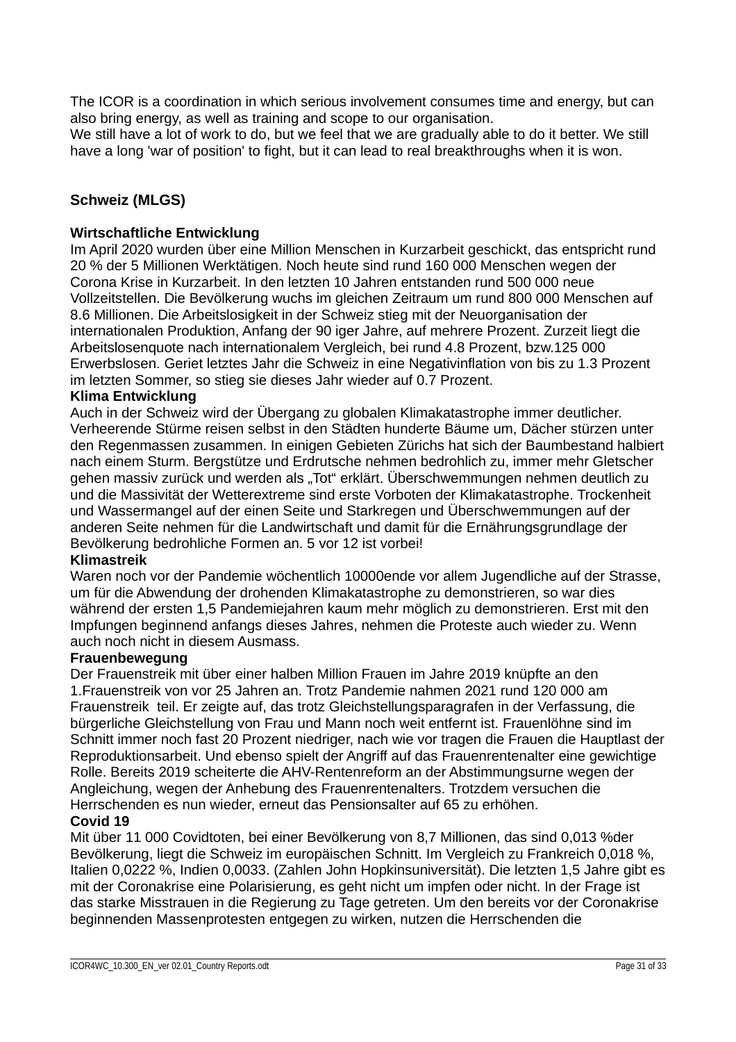The ICOR is a coordination in which serious involvement consumes time and energy, but can also bring energy, as well as training and scope to our organisation.
We still have a lot of work to do, but we feel that we are gradually able to do it better. We still have a long 'war of position' to fight, but it can lead to real breakthroughs when it is won.

## Schweiz (MLGS)

**Wirtschaftliche Entwicklung**
Im April 2020 wurden über eine Million Menschen in Kurzarbeit geschickt, das entspricht rund 20 % der 5 Millionen Werktätigen. Noch heute sind rund 160 000 Menschen wegen der Corona Krise in Kurzarbeit. In den letzten 10 Jahren entstanden rund 500 000 neue Vollzeitstellen. Die Bevölkerung wuchs im gleichen Zeitraum um rund 800 000 Menschen auf 8.6 Millionen. Die Arbeitslosigkeit in der Schweiz stieg mit der Neuorganisation der internationalen Produktion, Anfang der 90 iger Jahre, auf mehrere Prozent. Zurzeit liegt die Arbeitslosenquote nach internationalem Vergleich, bei rund 4.8 Prozent, bzw.125 000 Erwerbslosen. Geriet letztes Jahr die Schweiz in eine Negativinflation von bis zu 1.3 Prozent im letzten Sommer, so stieg sie dieses Jahr wieder auf 0.7 Prozent.

**Klima Entwicklung**
Auch in der Schweiz wird der Übergang zu globalen Klimakatastrophe immer deutlicher. Verheerende Stürme reisen selbst in den Städten hunderte Bäume um, Dächer stürzen unter den Regenmassen zusammen. In einigen Gebieten Zürichs hat sich der Baumbestand halbiert nach einem Sturm. Bergstütze und Erdrutsche nehmen bedrohlich zu, immer mehr Gletscher gehen massiv zurück und werden als „Tot“ erklärt. Überschwemmungen nehmen deutlich zu und die Massivität der Wetterextreme sind erste Vorboten der Klimakatastrophe. Trockenheit und Wassermangel auf der einen Seite und Starkregen und Überschwemmungen auf der anderen Seite nehmen für die Landwirtschaft und damit für die Ernährungsgrundlage der Bevölkerung bedrohliche Formen an. 5 vor 12 ist vorbei!

**Klimastreik**
Waren noch vor der Pandemie wöchentlich 10000ende vor allem Jugendliche auf der Strasse, um für die Abwendung der drohenden Klimakatastrophe zu demonstrieren, so war dies während der ersten 1,5 Pandemiejahren kaum mehr möglich zu demonstrieren. Erst mit den Impfungen beginnend anfangs dieses Jahres, nehmen die Proteste auch wieder zu. Wenn auch noch nicht in diesem Ausmass.

**Frauenbewegung**
Der Frauenstreik mit über einer halben Million Frauen im Jahre 2019 knüpfte an den 1.Frauenstreik von vor 25 Jahren an. Trotz Pandemie nahmen 2021 rund 120 000 am Frauenstreik teil. Er zeigte auf, das trotz Gleichstellungsparagrafen in der Verfassung, die bürgerliche Gleichstellung von Frau und Mann noch weit entfernt ist. Frauenlöhne sind im Schnitt immer noch fast 20 Prozent niedriger, nach wie vor tragen die Frauen die Hauptlast der Reproduktionsarbeit. Und ebenso spielt der Angriff auf das Frauenrentenalter eine gewichtige Rolle. Bereits 2019 scheiterte die AHV-Rentenreform an der Abstimmungsurne wegen der Angleichung, wegen der Anhebung des Frauenrentenalters. Trotzdem versuchen die Herrschenden es nun wieder, erneut das Pensionsalter auf 65 zu erhöhen.

**Covid 19**
Mit über 11 000 Covidtoten, bei einer Bevölkerung von 8,7 Millionen, das sind 0,013 %der Bevölkerung, liegt die Schweiz im europäischen Schnitt. Im Vergleich zu Frankreich 0,018 %, Italien 0,0222 %, Indien 0,0033. (Zahlen John Hopkinsuniversität). Die letzten 1,5 Jahre gibt es mit der Coronakrise eine Polarisierung, es geht nicht um impfen oder nicht. In der Frage ist das starke Misstrauen in die Regierung zu Tage getreten. Um den bereits vor der Coronakrise beginnenden Massenprotesten entgegen zu wirken, nutzen die Herrschenden die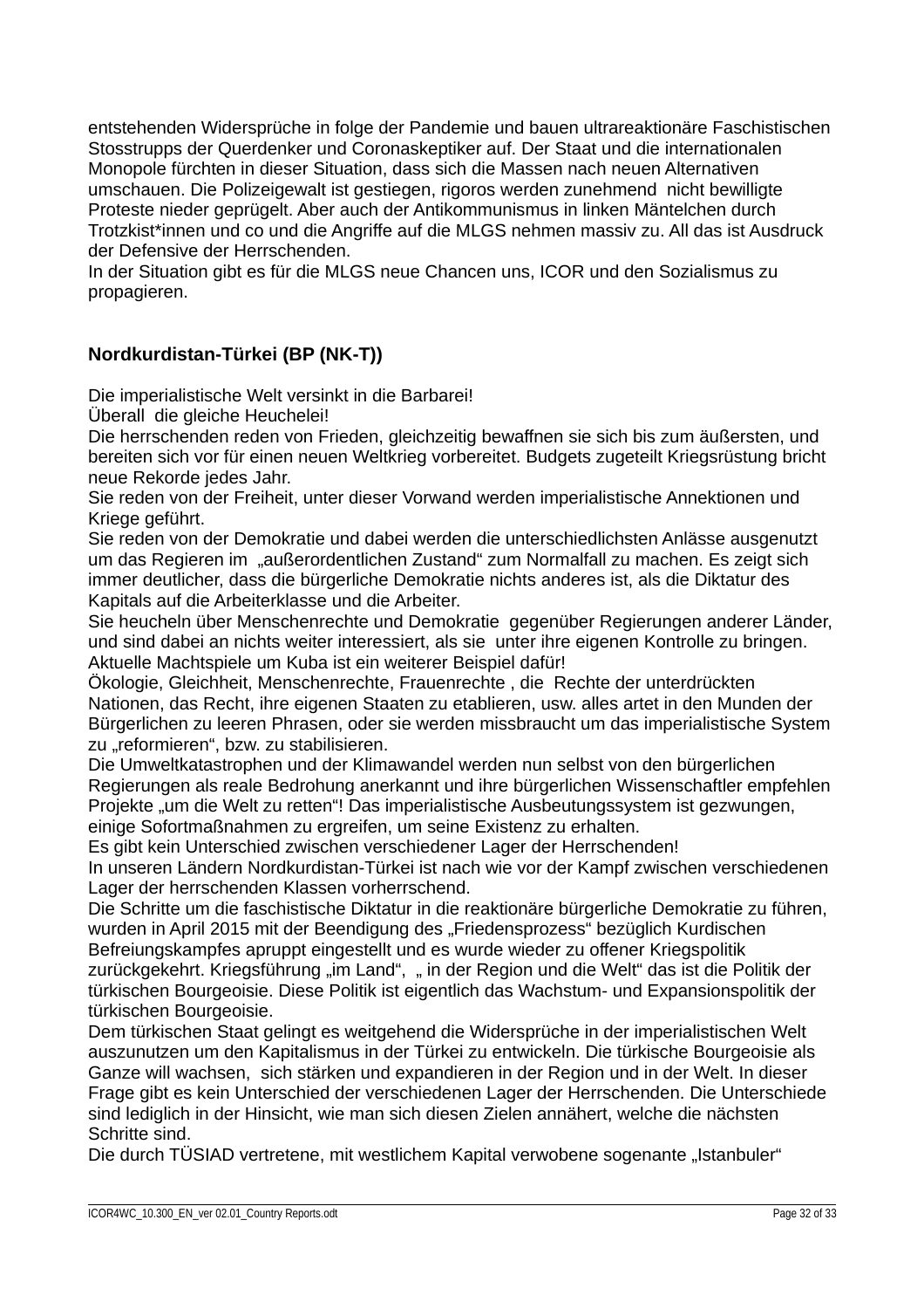entstehenden Widersprüche in folge der Pandemie und bauen ultrareaktionäre Faschistischen Stosstrupps der Querdenker und Coronaskeptiker auf. Der Staat und die internationalen Monopole fürchten in dieser Situation, dass sich die Massen nach neuen Alternativen umschauen. Die Polizeigewalt ist gestiegen, rigoros werden zunehmend nicht bewilligte Proteste nieder geprügelt. Aber auch der Antikommunismus in linken Mäntelchen durch Trotzkist*innen und co und die Angriffe auf die MLGS nehmen massiv zu. All das ist Ausdruck der Defensive der Herrschenden.
In der Situation gibt es für die MLGS neue Chancen uns, ICOR und den Sozialismus zu propagieren.

## Nordkurdistan-Türkei (BP (NK-T))

Die imperialistische Welt versinkt in die Barbarei!
Überall die gleiche Heuchelei!
Die herrschenden reden von Frieden, gleichzeitig bewaffnen sie sich bis zum äußersten, und bereiten sich vor für einen neuen Weltkrieg vorbereitet. Budgets zugeteilt Kriegsrüstung bricht neue Rekorde jedes Jahr.
Sie reden von der Freiheit, unter dieser Vorwand werden imperialistische Annektionen und Kriege geführt.
Sie reden von der Demokratie und dabei werden die unterschiedlichsten Anlässe ausgenutzt um das Regieren im „außerordentlichen Zustand" zum Normalfall zu machen. Es zeigt sich immer deutlicher, dass die bürgerliche Demokratie nichts anderes ist, als die Diktatur des Kapitals auf die Arbeiterklasse und die Arbeiter.
Sie heucheln über Menschenrechte und Demokratie gegenüber Regierungen anderer Länder, und sind dabei an nichts weiter interessiert, als sie unter ihre eigenen Kontrolle zu bringen. Aktuelle Machtspiele um Kuba ist ein weiterer Beispiel dafür!
Ökologie, Gleichheit, Menschenrechte, Frauenrechte , die Rechte der unterdrückten Nationen, das Recht, ihre eigenen Staaten zu etablieren, usw. alles artet in den Munden der Bürgerlichen zu leeren Phrasen, oder sie werden missbraucht um das imperialistische System zu „reformieren", bzw. zu stabilisieren.
Die Umweltkatastrophen und der Klimawandel werden nun selbst von den bürgerlichen Regierungen als reale Bedrohung anerkannt und ihre bürgerlichen Wissenschaftler empfehlen Projekte „um die Welt zu retten"! Das imperialistische Ausbeutungssystem ist gezwungen, einige Sofortmaßnahmen zu ergreifen, um seine Existenz zu erhalten.
Es gibt kein Unterschied zwischen verschiedener Lager der Herrschenden!
In unseren Ländern Nordkurdistan-Türkei ist nach wie vor der Kampf zwischen verschiedenen Lager der herrschenden Klassen vorherrschend.
Die Schritte um die faschistische Diktatur in die reaktionäre bürgerliche Demokratie zu führen, wurden in April 2015 mit der Beendigung des „Friedensprozess" bezüglich Kurdischen Befreiungskampfes apruppt eingestellt und es wurde wieder zu offener Kriegspolitik zurückgekehrt. Kriegsführung „im Land", „ in der Region und die Welt" das ist die Politik der türkischen Bourgeoisie. Diese Politik ist eigentlich das Wachstum- und Expansionspolitik der türkischen Bourgeoisie.
Dem türkischen Staat gelingt es weitgehend die Widersprüche in der imperialistischen Welt auszunutzen um den Kapitalismus in der Türkei zu entwickeln. Die türkische Bourgeoisie als Ganze will wachsen, sich stärken und expandieren in der Region und in der Welt. In dieser Frage gibt es kein Unterschied der verschiedenen Lager der Herrschenden. Die Unterschiede sind lediglich in der Hinsicht, wie man sich diesen Zielen annähert, welche die nächsten Schritte sind.
Die durch TÜSIAD vertretene, mit westlichem Kapital verwobene sogenante „Istanbuler"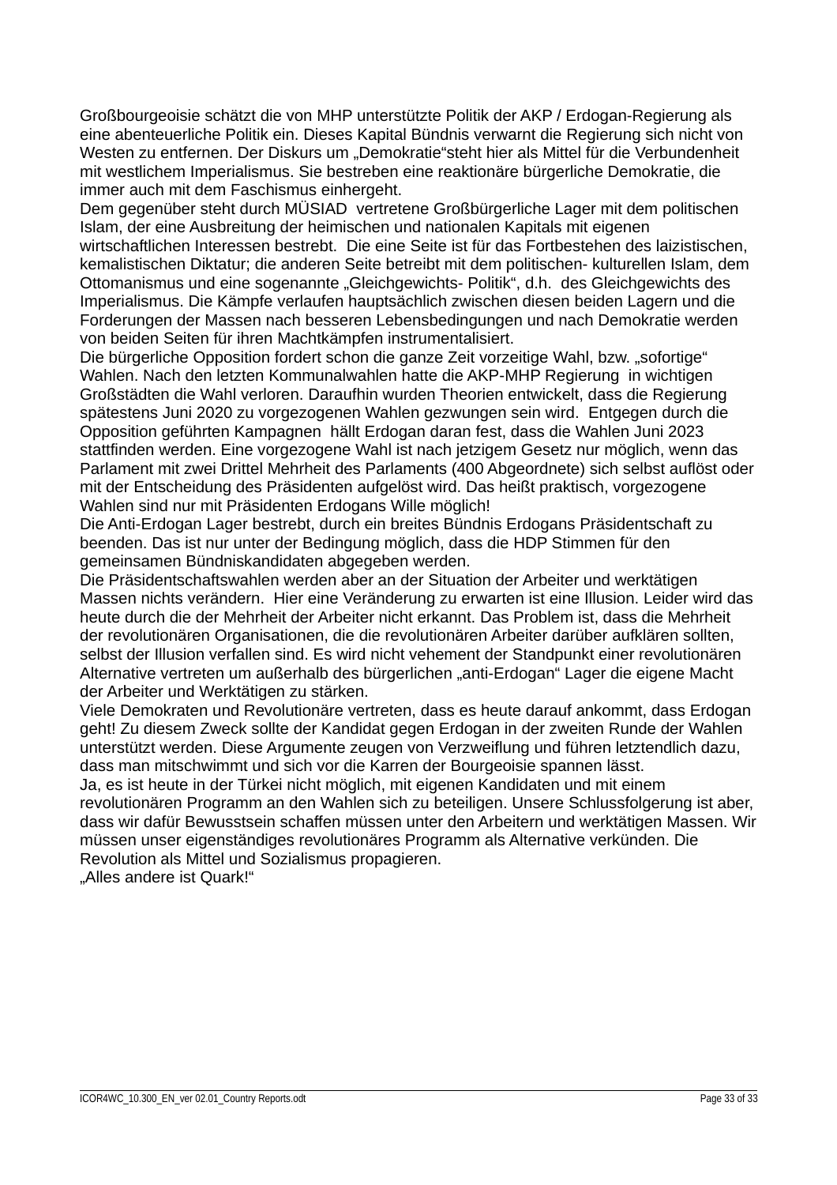Großbourgeoisie schätzt die von MHP unterstützte Politik der AKP / Erdogan-Regierung als eine abenteuerliche Politik ein. Dieses Kapital Bündnis verwarnt die Regierung sich nicht von Westen zu entfernen. Der Diskurs um „Demokratie“steht hier als Mittel für die Verbundenheit mit westlichem Imperialismus. Sie bestreben eine reaktionäre bürgerliche Demokratie, die immer auch mit dem Faschismus einhergeht.

Dem gegenüber steht durch MÜSIAD vertretene Großbürgerliche Lager mit dem politischen Islam, der eine Ausbreitung der heimischen und nationalen Kapitals mit eigenen wirtschaftlichen Interessen bestrebt. Die eine Seite ist für das Fortbestehen des laizistischen, kemalistischen Diktatur; die anderen Seite betreibt mit dem politischen- kulturellen Islam, dem Ottomanismus und eine sogenannte „Gleichgewichts- Politik“, d.h. des Gleichgewichts des Imperialismus. Die Kämpfe verlaufen hauptsächlich zwischen diesen beiden Lagern und die Forderungen der Massen nach besseren Lebensbedingungen und nach Demokratie werden von beiden Seiten für ihren Machtkämpfen instrumentalisiert.

Die bürgerliche Opposition fordert schon die ganze Zeit vorzeitige Wahl, bzw. „sofortige“ Wahlen. Nach den letzten Kommunalwahlen hatte die AKP-MHP Regierung in wichtigen Großstädten die Wahl verloren. Daraufhin wurden Theorien entwickelt, dass die Regierung spätestens Juni 2020 zu vorgezogenen Wahlen gezwungen sein wird. Entgegen durch die Opposition geführten Kampagnen hällt Erdogan daran fest, dass die Wahlen Juni 2023 stattfinden werden. Eine vorgezogene Wahl ist nach jetzigem Gesetz nur möglich, wenn das Parlament mit zwei Drittel Mehrheit des Parlaments (400 Abgeordnete) sich selbst auflöst oder mit der Entscheidung des Präsidenten aufgelöst wird. Das heißt praktisch, vorgezogene Wahlen sind nur mit Präsidenten Erdogans Wille möglich!

Die Anti-Erdogan Lager bestrebt, durch ein breites Bündnis Erdogans Präsidentschaft zu beenden. Das ist nur unter der Bedingung möglich, dass die HDP Stimmen für den gemeinsamen Bündniskandidaten abgegeben werden.

Die Präsidentschaftswahlen werden aber an der Situation der Arbeiter und werktätigen Massen nichts verändern. Hier eine Veränderung zu erwarten ist eine Illusion. Leider wird das heute durch die der Mehrheit der Arbeiter nicht erkannt. Das Problem ist, dass die Mehrheit der revolutionären Organisationen, die die revolutionären Arbeiter darüber aufklären sollten, selbst der Illusion verfallen sind. Es wird nicht vehement der Standpunkt einer revolutionären Alternative vertreten um außerhalb des bürgerlichen „anti-Erdogan“ Lager die eigene Macht der Arbeiter und Werktätigen zu stärken.

Viele Demokraten und Revolutionäre vertreten, dass es heute darauf ankommt, dass Erdogan geht! Zu diesem Zweck sollte der Kandidat gegen Erdogan in der zweiten Runde der Wahlen unterstützt werden. Diese Argumente zeugen von Verzweiflung und führen letztendlich dazu, dass man mitschwimmt und sich vor die Karren der Bourgeoisie spannen lässt.

Ja, es ist heute in der Türkei nicht möglich, mit eigenen Kandidaten und mit einem revolutionären Programm an den Wahlen sich zu beteiligen. Unsere Schlussfolgerung ist aber, dass wir dafür Bewusstsein schaffen müssen unter den Arbeitern und werktätigen Massen. Wir müssen unser eigenständiges revolutionäres Programm als Alternative verkünden. Die Revolution als Mittel und Sozialismus propagieren.

„Alles andere ist Quark!“